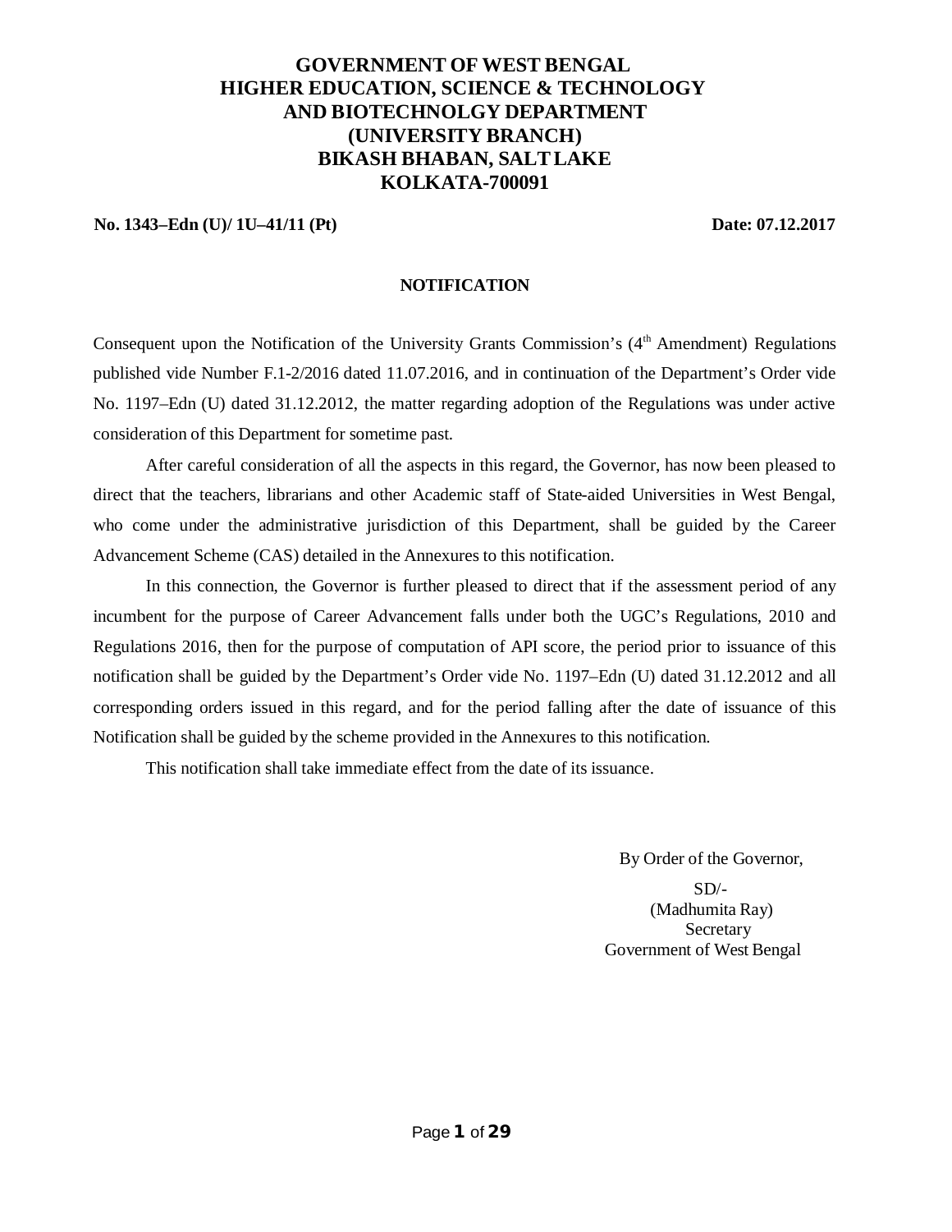**GOVERNMENT OF WEST BENGAL**
**HIGHER EDUCATION, SCIENCE & TECHNOLOGY**
**AND BIOTECHNOLGY DEPARTMENT**
**(UNIVERSITY BRANCH)**
**BIKASH BHABAN, SALT LAKE**
**KOLKATA-700091**

**No. 1343–Edn (U)/ 1U–41/11 (Pt)** **Date: 07.12.2017**

**NOTIFICATION**

Consequent upon the Notification of the University Grants Commission's (4th Amendment) Regulations published vide Number F.1-2/2016 dated 11.07.2016, and in continuation of the Department's Order vide No. 1197–Edn (U) dated 31.12.2012, the matter regarding adoption of the Regulations was under active consideration of this Department for sometime past.

After careful consideration of all the aspects in this regard, the Governor, has now been pleased to direct that the teachers, librarians and other Academic staff of State-aided Universities in West Bengal, who come under the administrative jurisdiction of this Department, shall be guided by the Career Advancement Scheme (CAS) detailed in the Annexures to this notification.

In this connection, the Governor is further pleased to direct that if the assessment period of any incumbent for the purpose of Career Advancement falls under both the UGC's Regulations, 2010 and Regulations 2016, then for the purpose of computation of API score, the period prior to issuance of this notification shall be guided by the Department's Order vide No. 1197–Edn (U) dated 31.12.2012 and all corresponding orders issued in this regard, and for the period falling after the date of issuance of this Notification shall be guided by the scheme provided in the Annexures to this notification.

This notification shall take immediate effect from the date of its issuance.

By Order of the Governor,

SD/-
(Madhumita Ray)
Secretary
Government of West Bengal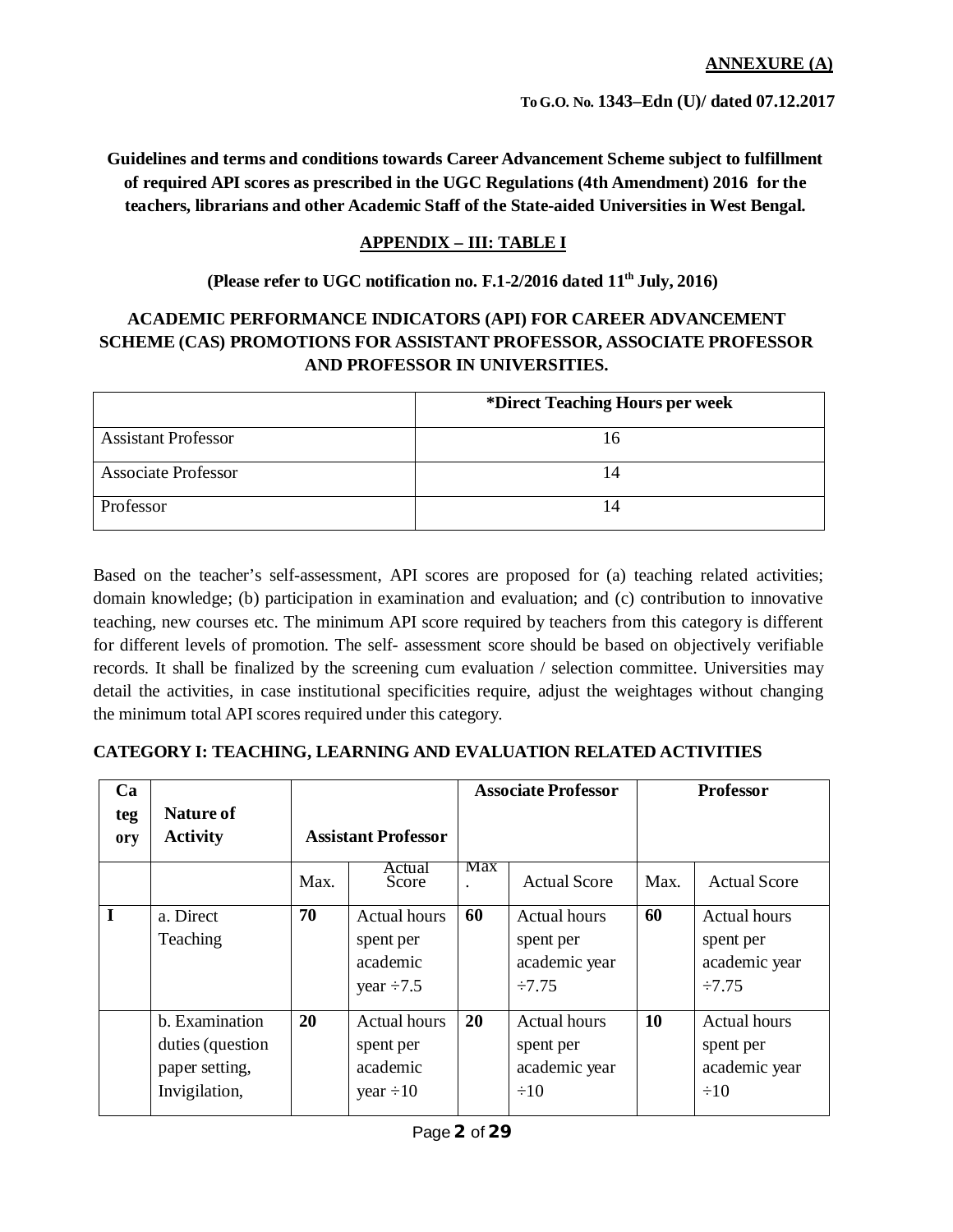**ANNEXURE (A)**

**To G.O. No. 1343–Edn (U)/ dated 07.12.2017**

**Guidelines and terms and conditions towards Career Advancement Scheme subject to fulfillment of required API scores as prescribed in the UGC Regulations (4th Amendment) 2016 for the teachers, librarians and other Academic Staff of the State-aided Universities in West Bengal.**

## APPENDIX – III: TABLE I

**(Please refer to UGC notification no. F.1-2/2016 dated 11th July, 2016)**

### ACADEMIC PERFORMANCE INDICATORS (API) FOR CAREER ADVANCEMENT SCHEME (CAS) PROMOTIONS FOR ASSISTANT PROFESSOR, ASSOCIATE PROFESSOR AND PROFESSOR IN UNIVERSITIES.

| | *Direct Teaching Hours per week |
|---|---|
| Assistant Professor | 16 |
| Associate Professor | 14 |
| Professor | 14 |

Based on the teacher's self-assessment, API scores are proposed for (a) teaching related activities; domain knowledge; (b) participation in examination and evaluation; and (c) contribution to innovative teaching, new courses etc. The minimum API score required by teachers from this category is different for different levels of promotion. The self- assessment score should be based on objectively verifiable records. It shall be finalized by the screening cum evaluation / selection committee. Universities may detail the activities, in case institutional specificities require, adjust the weightages without changing the minimum total API scores required under this category.

**CATEGORY I: TEACHING, LEARNING AND EVALUATION RELATED ACTIVITIES**

| Category | Nature of Activity | Assistant Professor | | Associate Professor | | Professor | |
|---|---|---|---|---|---|---|---|
| | | Max. | Actual Score | Max. | Actual Score | Max. | Actual Score |
| **I** | a. Direct Teaching | **70** | Actual hours spent per academic year ÷7.5 | **60** | Actual hours spent per academic year ÷7.75 | **60** | Actual hours spent per academic year ÷7.75 |
| | b. Examination duties (question paper setting, Invigilation, | **20** | Actual hours spent per academic year ÷10 | **20** | Actual hours spent per academic year ÷10 | **10** | Actual hours spent per academic year ÷10 |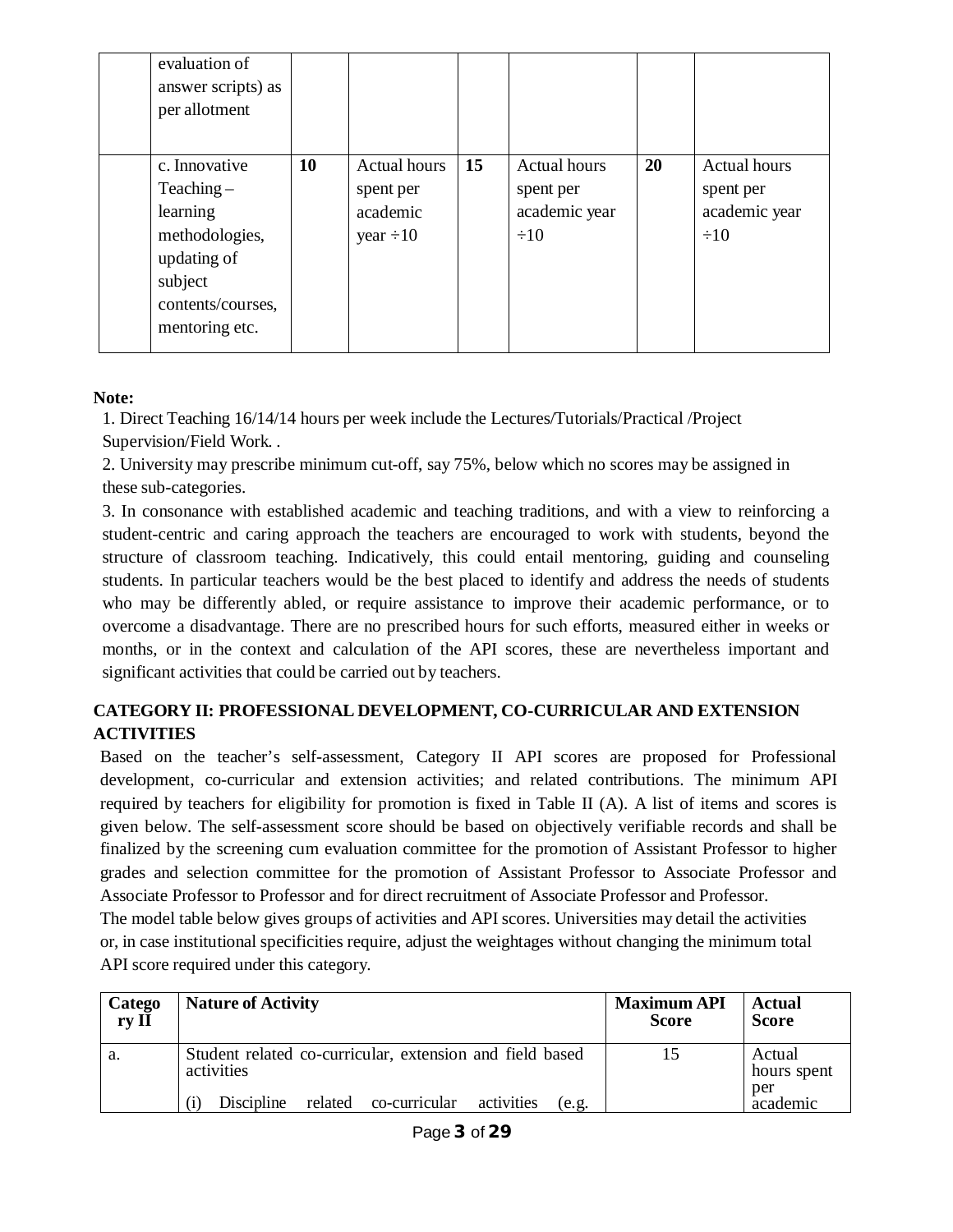|  | evaluation of answer scripts) as per allotment |  |  |  |  |  |  |
|---|---|---|---|---|---|---|---|
|  | c. Innovative Teaching – learning methodologies, updating of subject contents/courses, mentoring etc. | **10** | Actual hours spent per academic year ÷10 | **15** | Actual hours spent per academic year ÷10 | **20** | Actual hours spent per academic year ÷10 |

**Note:**

1. Direct Teaching 16/14/14 hours per week include the Lectures/Tutorials/Practical /Project Supervision/Field Work. .
2. University may prescribe minimum cut-off, say 75%, below which no scores may be assigned in these sub-categories.
3. In consonance with established academic and teaching traditions, and with a view to reinforcing a student-centric and caring approach the teachers are encouraged to work with students, beyond the structure of classroom teaching. Indicatively, this could entail mentoring, guiding and counseling students. In particular teachers would be the best placed to identify and address the needs of students who may be differently abled, or require assistance to improve their academic performance, or to overcome a disadvantage. There are no prescribed hours for such efforts, measured either in weeks or months, or in the context and calculation of the API scores, these are nevertheless important and significant activities that could be carried out by teachers.

**CATEGORY II: PROFESSIONAL DEVELOPMENT, CO-CURRICULAR AND EXTENSION ACTIVITIES**

Based on the teacher's self-assessment, Category II API scores are proposed for Professional development, co-curricular and extension activities; and related contributions. The minimum API required by teachers for eligibility for promotion is fixed in Table II (A). A list of items and scores is given below. The self-assessment score should be based on objectively verifiable records and shall be finalized by the screening cum evaluation committee for the promotion of Assistant Professor to higher grades and selection committee for the promotion of Assistant Professor to Associate Professor and Associate Professor to Professor and for direct recruitment of Associate Professor and Professor.

The model table below gives groups of activities and API scores. Universities may detail the activities or, in case institutional specificities require, adjust the weightages without changing the minimum total API score required under this category.

| Category II | Nature of Activity | Maximum API Score | Actual Score |
|---|---|---|---|
| a. | Student related co-curricular, extension and field based activities<br>(i) Discipline related co-curricular activities (e.g. | 15 | Actual hours spent per academic |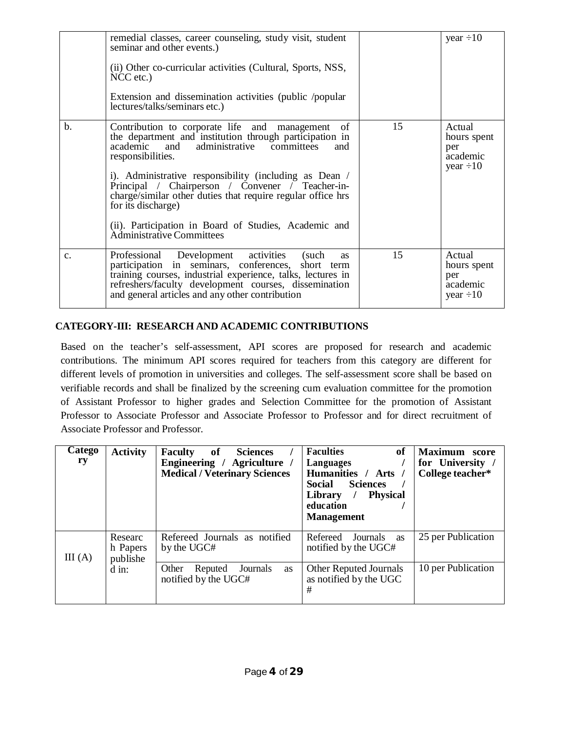| | | | |
|---|---|---|---|
| | remedial classes, career counseling, study visit, student seminar and other events.)<br><br>(ii) Other co-curricular activities (Cultural, Sports, NSS, NCC etc.)<br><br>Extension and dissemination activities (public /popular lectures/talks/seminars etc.) | | year ÷10 |
| b. | Contribution to corporate life and management of the department and institution through participation in academic and administrative committees and responsibilities.<br><br>i). Administrative responsibility (including as Dean / Principal / Chairperson / Convener / Teacher-in-charge/similar other duties that require regular office hrs for its discharge)<br><br>(ii). Participation in Board of Studies, Academic and Administrative Committees | 15 | Actual hours spent per academic year ÷10 |
| c. | Professional Development activities (such as participation in seminars, conferences, short term training courses, industrial experience, talks, lectures in refreshers/faculty development courses, dissemination and general articles and any other contribution | 15 | Actual hours spent per academic year ÷10 |

## CATEGORY-III: RESEARCH AND ACADEMIC CONTRIBUTIONS

Based on the teacher's self-assessment, API scores are proposed for research and academic contributions. The minimum API scores required for teachers from this category are different for different levels of promotion in universities and colleges. The self-assessment score shall be based on verifiable records and shall be finalized by the screening cum evaluation committee for the promotion of Assistant Professor to higher grades and Selection Committee for the promotion of Assistant Professor to Associate Professor and Associate Professor to Professor and for direct recruitment of Associate Professor and Professor.

| Category | Activity | Faculty of Sciences / Engineering / Agriculture / Medical / Veterinary Sciences | Faculties of Languages / Humanities / Arts / Social Sciences / Library / Physical education / Management | Maximum score for University / College teacher* |
|---|---|---|---|---|
| III (A) | Research Papers published in: | Refereed Journals as notified by the UGC# | Refereed Journals as notified by the UGC# | 25 per Publication |
| | | Other Reputed Journals as notified by the UGC# | Other Reputed Journals as notified by the UGC # | 10 per Publication |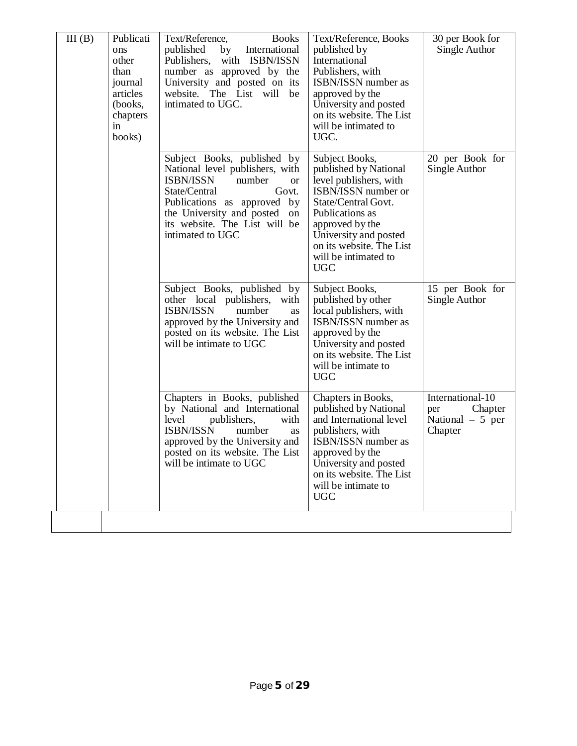| III (B) | Publications other than journal articles (books, chapters in books) | Text/Reference, Books published by International Publishers, with ISBN/ISSN number as approved by the University and posted on its website. The List will be intimated to UGC. | Text/Reference, Books published by International Publishers, with ISBN/ISSN number as approved by the University and posted on its website. The List will be intimated to UGC. | 30 per Book for Single Author |
|---|---|---|---|---|
| | | Subject Books, published by National level publishers, with ISBN/ISSN number or State/Central Govt. Publications as approved by the University and posted on its website. The List will be intimated to UGC | Subject Books, published by National level publishers, with ISBN/ISSN number or State/Central Govt. Publications as approved by the University and posted on its website. The List will be intimated to UGC | 20 per Book for Single Author |
| | | Subject Books, published by other local publishers, with ISBN/ISSN number as approved by the University and posted on its website. The List will be intimate to UGC | Subject Books, published by other local publishers, with ISBN/ISSN number as approved by the University and posted on its website. The List will be intimate to UGC | 15 per Book for Single Author |
| | | Chapters in Books, published by National and International level publishers, with ISBN/ISSN number as approved by the University and posted on its website. The List will be intimate to UGC | Chapters in Books, published by National and International level publishers, with ISBN/ISSN number as approved by the University and posted on its website. The List will be intimate to UGC | International-10 per Chapter National – 5 per Chapter |
| | | | | |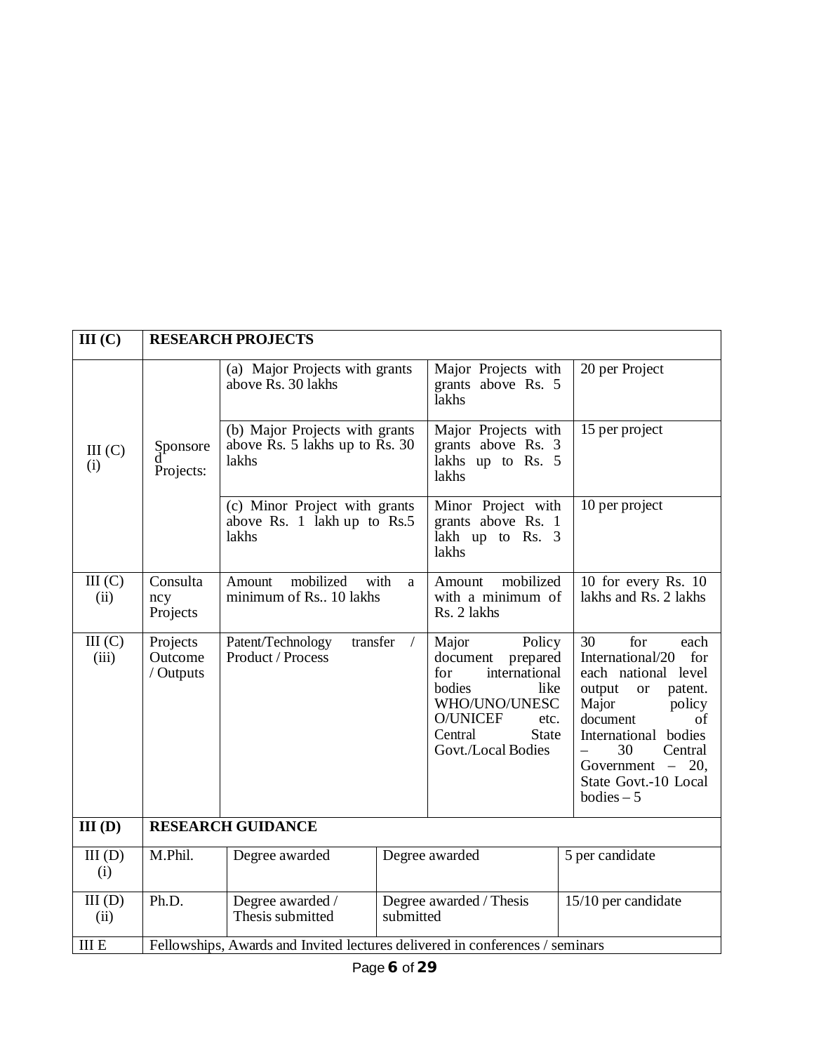| III (C) | RESEARCH PROJECTS | | | |
|---|---|---|---|---|
| III (C) (i) | Sponsored Projects: | (a) Major Projects with grants above Rs. 30 lakhs | Major Projects with grants above Rs. 5 lakhs | 20 per Project |
| | | (b) Major Projects with grants above Rs. 5 lakhs up to Rs. 30 lakhs | Major Projects with grants above Rs. 3 lakhs up to Rs. 5 lakhs | 15 per project |
| | | (c) Minor Project with grants above Rs. 1 lakh up to Rs.5 lakhs | Minor Project with grants above Rs. 1 lakh up to Rs. 3 lakhs | 10 per project |
| III (C) (ii) | Consultancy Projects | Amount mobilized with a minimum of Rs.. 10 lakhs | Amount mobilized with a minimum of Rs. 2 lakhs | 10 for every Rs. 10 lakhs and Rs. 2 lakhs |
| III (C) (iii) | Projects Outcome / Outputs | Patent/Technology transfer / Product / Process | Major Policy document prepared for international bodies like WHO/UNO/UNESCO/UNICEF etc. Central State Govt./Local Bodies | 30 for each International/20 for each national level output or patent. Major policy document of International bodies – 30 Central Government – 20, State Govt.-10 Local bodies – 5 |
| III (D) | RESEARCH GUIDANCE | | | |
| III (D) (i) | M.Phil. | Degree awarded | Degree awarded | 5 per candidate |
| III (D) (ii) | Ph.D. | Degree awarded / Thesis submitted | Degree awarded / Thesis submitted | 15/10 per candidate |
| III E | Fellowships, Awards and Invited lectures delivered in conferences / seminars | | | |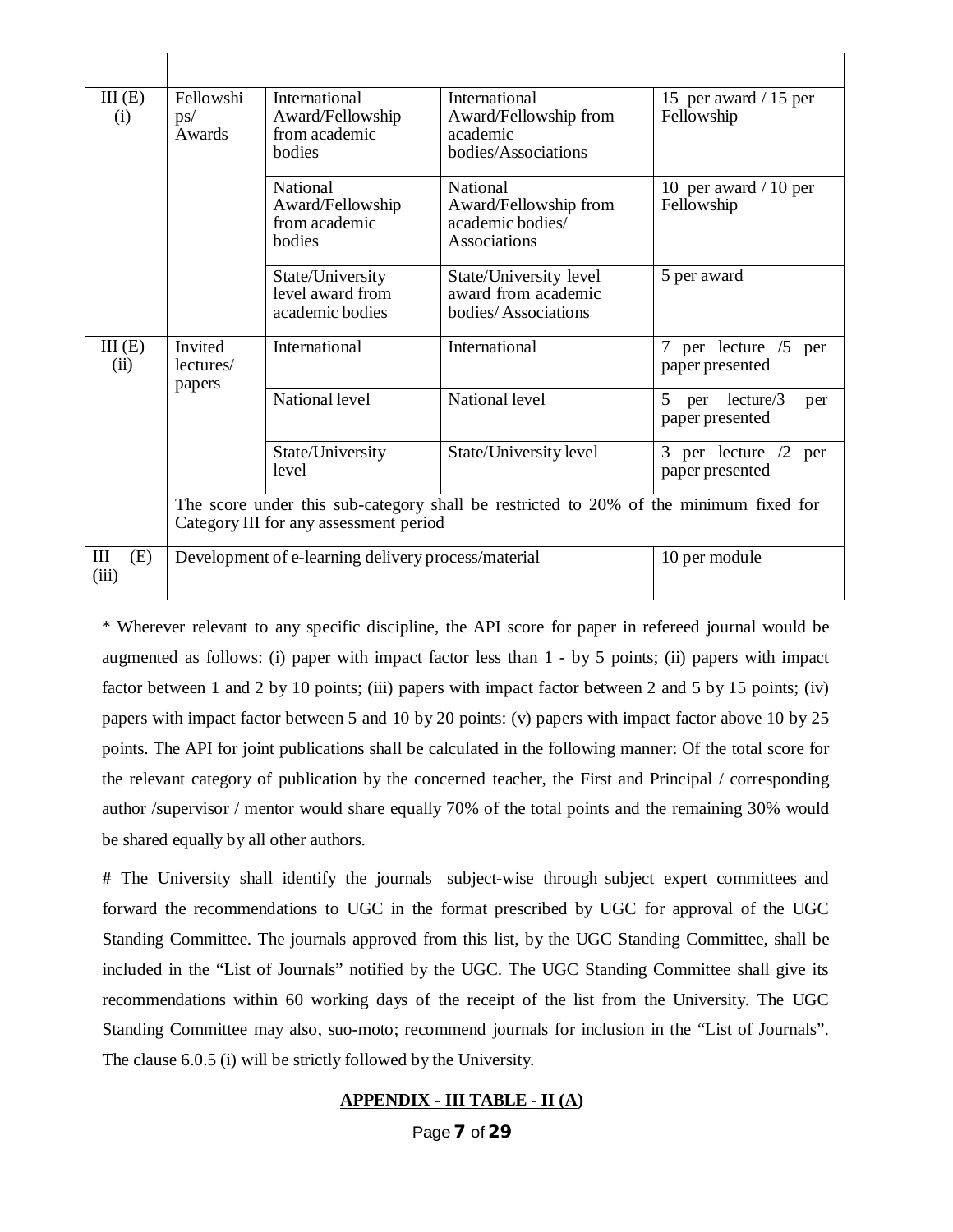| | | | | |
|---|---|---|---|---|
| III (E) (i) | Fellowships/ Awards | International Award/Fellowship from academic bodies | International Award/Fellowship from academic bodies/Associations | 15 per award / 15 per Fellowship |
| | | National Award/Fellowship from academic bodies | National Award/Fellowship from academic bodies/ Associations | 10 per award / 10 per Fellowship |
| | | State/University level award from academic bodies | State/University level award from academic bodies/ Associations | 5 per award |
| III (E) (ii) | Invited lectures/ papers | International | International | 7 per lecture /5 per paper presented |
| | | National level | National level | 5 per lecture/3 per paper presented |
| | | State/University level | State/University level | 3 per lecture /2 per paper presented |
| | The score under this sub-category shall be restricted to 20% of the minimum fixed for Category III for any assessment period | | | |
| III (E) (iii) | Development of e-learning delivery process/material | | | 10 per module |

* Wherever relevant to any specific discipline, the API score for paper in refereed journal would be augmented as follows: (i) paper with impact factor less than 1 - by 5 points; (ii) papers with impact factor between 1 and 2 by 10 points; (iii) papers with impact factor between 2 and 5 by 15 points; (iv) papers with impact factor between 5 and 10 by 20 points: (v) papers with impact factor above 10 by 25 points. The API for joint publications shall be calculated in the following manner: Of the total score for the relevant category of publication by the concerned teacher, the First and Principal / corresponding author /supervisor / mentor would share equally 70% of the total points and the remaining 30% would be shared equally by all other authors.

**#** The University shall identify the journals subject-wise through subject expert committees and forward the recommendations to UGC in the format prescribed by UGC for approval of the UGC Standing Committee. The journals approved from this list, by the UGC Standing Committee, shall be included in the "List of Journals" notified by the UGC. The UGC Standing Committee shall give its recommendations within 60 working days of the receipt of the list from the University. The UGC Standing Committee may also, suo-moto; recommend journals for inclusion in the "List of Journals". The clause 6.0.5 (i) will be strictly followed by the University.

**APPENDIX - III TABLE - II (A)**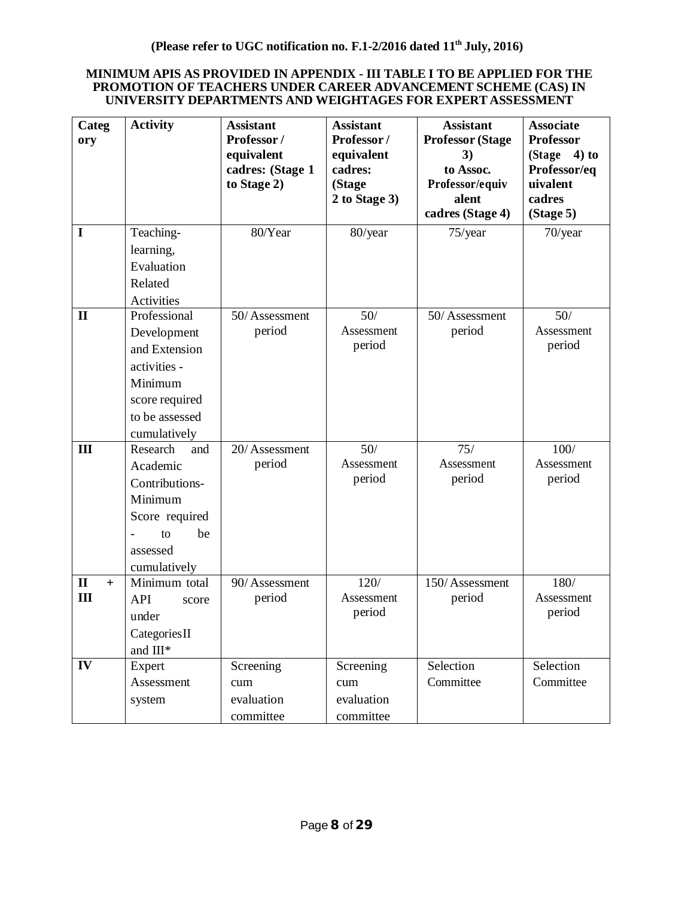**(Please refer to UGC notification no. F.1-2/2016 dated 11th July, 2016)**

**MINIMUM APIS AS PROVIDED IN APPENDIX - III TABLE I TO BE APPLIED FOR THE PROMOTION OF TEACHERS UNDER CAREER ADVANCEMENT SCHEME (CAS) IN UNIVERSITY DEPARTMENTS AND WEIGHTAGES FOR EXPERT ASSESSMENT**

| Category | Activity | Assistant Professor / equivalent cadres: (Stage 1 to Stage 2) | Assistant Professor / equivalent cadres: (Stage 2 to Stage 3) | Assistant Professor (Stage 3) to Assoc. Professor/equivalent cadres (Stage 4) | Associate Professor (Stage 4) to Professor/equivalent cadres (Stage 5) |
|---|---|---|---|---|---|
| I | Teaching-learning, Evaluation Related Activities | 80/Year | 80/year | 75/year | 70/year |
| II | Professional Development and Extension activities - Minimum score required to be assessed cumulatively | 50/ Assessment period | 50/ Assessment period | 50/ Assessment period | 50/ Assessment period |
| III | Research and Academic Contributions- Minimum Score required - to be assessed cumulatively | 20/ Assessment period | 50/ Assessment period | 75/ Assessment period | 100/ Assessment period |
| II + III | Minimum total API score under Categories II and III* | 90/ Assessment period | 120/ Assessment period | 150/ Assessment period | 180/ Assessment period |
| IV | Expert Assessment system | Screening cum evaluation committee | Screening cum evaluation committee | Selection Committee | Selection Committee |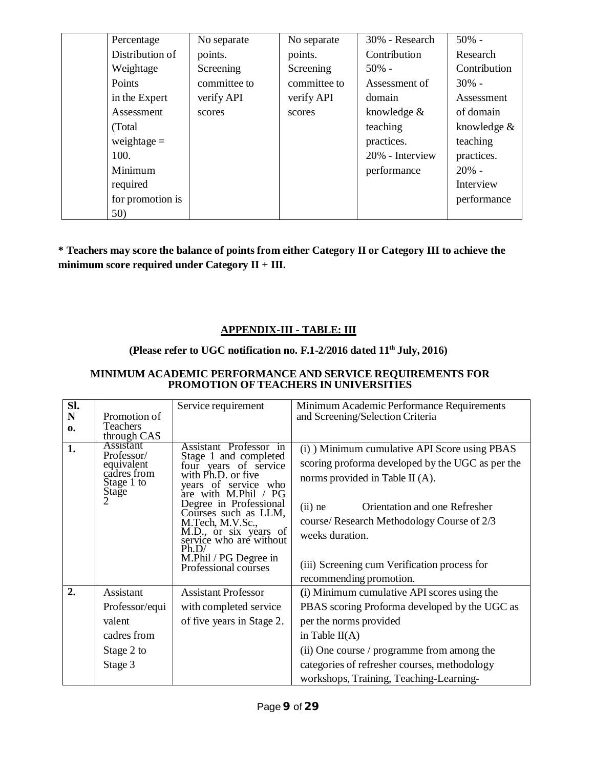| | Percentage Distribution of Weightage Points in the Expert Assessment (Total weightage = 100. Minimum required for promotion is 50) | No separate points. Screening committee to verify API scores | No separate points. Screening committee to verify API scores | 30% - Research Contribution 50% - Assessment of domain knowledge & teaching practices. 20% - Interview performance | 50% - Research Contribution 30% - Assessment of domain knowledge & teaching practices. 20% - Interview performance |
|---|---|---|---|---|---|

**\* Teachers may score the balance of points from either Category II or Category III to achieve the minimum score required under Category II + III.**

## APPENDIX-III - TABLE: III

**(Please refer to UGC notification no. F.1-2/2016 dated 11th July, 2016)**

### MINIMUM ACADEMIC PERFORMANCE AND SERVICE REQUIREMENTS FOR PROMOTION OF TEACHERS IN UNIVERSITIES

| Sl. No. | Promotion of Teachers through CAS | Service requirement | Minimum Academic Performance Requirements and Screening/Selection Criteria |
|---|---|---|---|
| **1.** | Assistant Professor/ equivalent cadres from Stage 1 to Stage 2 | Assistant Professor in Stage 1 and completed four years of service with Ph.D. or five years of service who are with M.Phil / PG Degree in Professional Courses such as LLM, M.Tech, M.V.Sc., M.D., or six years of service who are without Ph.D/ M.Phil / PG Degree in Professional courses | (i) ) Minimum cumulative API Score using PBAS scoring proforma developed by the UGC as per the norms provided in Table II (A).<br><br>(ii) ne Orientation and one Refresher course/ Research Methodology Course of 2/3 weeks duration.<br><br>(iii) Screening cum Verification process for recommending promotion. |
| **2.** | Assistant Professor/equivalent cadres from Stage 2 to Stage 3 | Assistant Professor with completed service of five years in Stage 2. | **(**i) Minimum cumulative API scores using the PBAS scoring Proforma developed by the UGC as per the norms provided in Table II(A)<br>(ii) One course / programme from among the categories of refresher courses, methodology workshops, Training, Teaching-Learning- |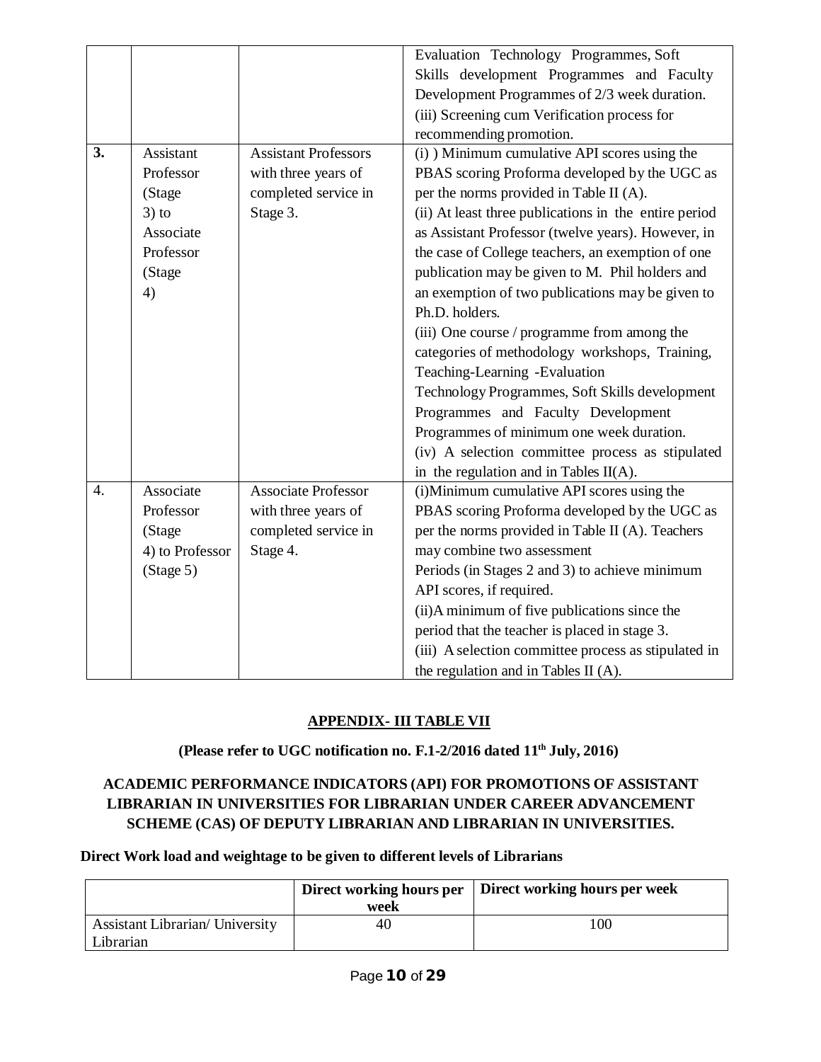| | | | |
|---|---|---|---|
| | | | Evaluation Technology Programmes, Soft Skills development Programmes and Faculty Development Programmes of 2/3 week duration. (iii) Screening cum Verification process for recommending promotion. |
| **3.** | Assistant Professor (Stage 3) to Associate Professor (Stage 4) | Assistant Professors with three years of completed service in Stage 3. | (i) ) Minimum cumulative API scores using the PBAS scoring Proforma developed by the UGC as per the norms provided in Table II (A). (ii) At least three publications in the entire period as Assistant Professor (twelve years). However, in the case of College teachers, an exemption of one publication may be given to M. Phil holders and an exemption of two publications may be given to Ph.D. holders. (iii) One course / programme from among the categories of methodology workshops, Training, Teaching-Learning -Evaluation Technology Programmes, Soft Skills development Programmes and Faculty Development Programmes of minimum one week duration. (iv) A selection committee process as stipulated in the regulation and in Tables II(A). |
| 4. | Associate Professor (Stage 4) to Professor (Stage 5) | Associate Professor with three years of completed service in Stage 4. | (i)Minimum cumulative API scores using the PBAS scoring Proforma developed by the UGC as per the norms provided in Table II (A). Teachers may combine two assessment Periods (in Stages 2 and 3) to achieve minimum API scores, if required. (ii)A minimum of five publications since the period that the teacher is placed in stage 3. (iii) A selection committee process as stipulated in the regulation and in Tables II (A). |

## APPENDIX- III TABLE VII

**(Please refer to UGC notification no. F.1-2/2016 dated 11th July, 2016)**

**ACADEMIC PERFORMANCE INDICATORS (API) FOR PROMOTIONS OF ASSISTANT LIBRARIAN IN UNIVERSITIES FOR LIBRARIAN UNDER CAREER ADVANCEMENT SCHEME (CAS) OF DEPUTY LIBRARIAN AND LIBRARIAN IN UNIVERSITIES.**

**Direct Work load and weightage to be given to different levels of Librarians**

| | Direct working hours per week | Direct working hours per week |
|---|---|---|
| Assistant Librarian/ University Librarian | 40 | 100 |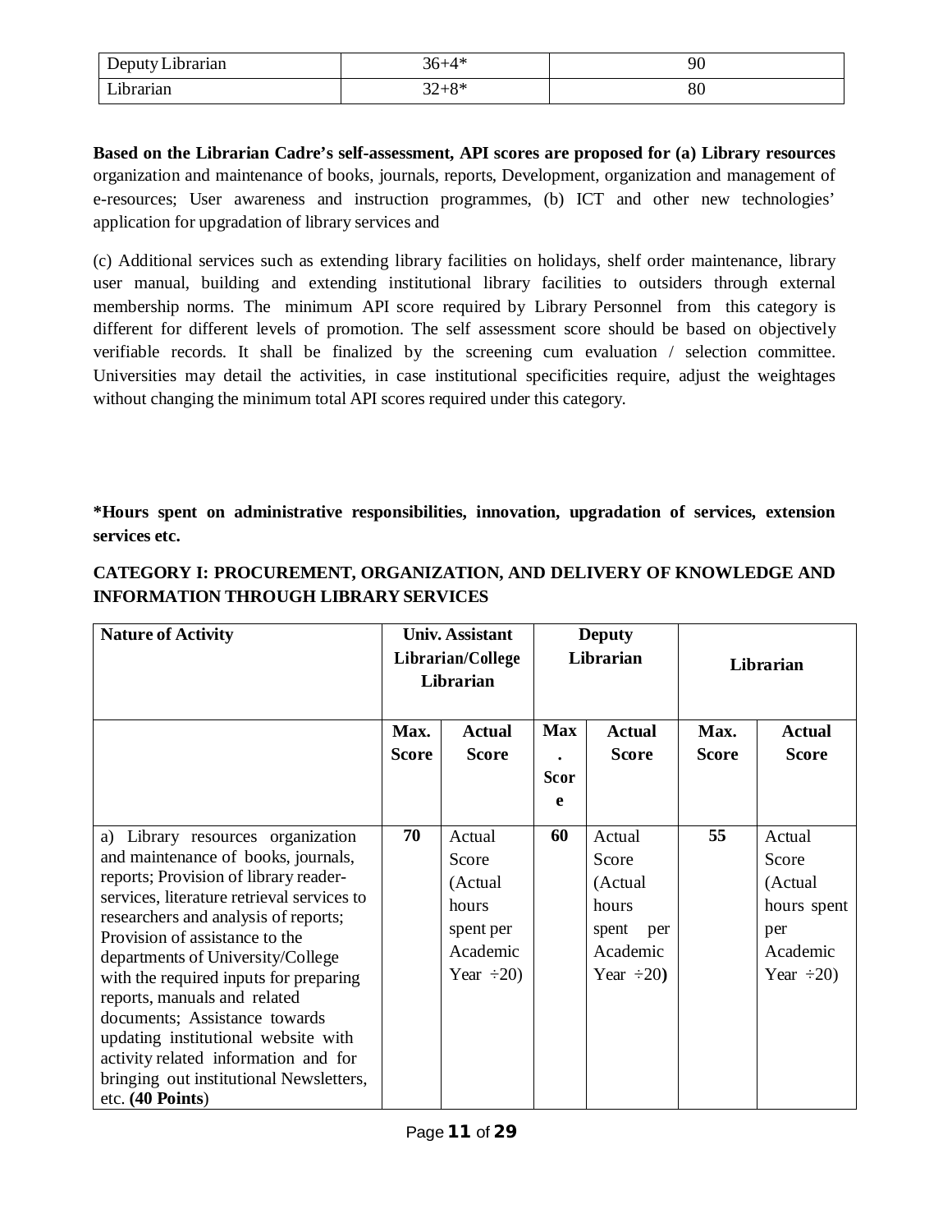| Deputy Librarian | 36+4* | 90 |
|---|---|---|
| Librarian | 32+8* | 80 |

**Based on the Librarian Cadre's self-assessment, API scores are proposed for (a) Library resources** organization and maintenance of books, journals, reports, Development, organization and management of e-resources; User awareness and instruction programmes, (b) ICT and other new technologies' application for upgradation of library services and

(c) Additional services such as extending library facilities on holidays, shelf order maintenance, library user manual, building and extending institutional library facilities to outsiders through external membership norms. The minimum API score required by Library Personnel from this category is different for different levels of promotion. The self assessment score should be based on objectively verifiable records. It shall be finalized by the screening cum evaluation / selection committee. Universities may detail the activities, in case institutional specificities require, adjust the weightages without changing the minimum total API scores required under this category.

**\*Hours spent on administrative responsibilities, innovation, upgradation of services, extension services etc.**

**CATEGORY I: PROCUREMENT, ORGANIZATION, AND DELIVERY OF KNOWLEDGE AND INFORMATION THROUGH LIBRARY SERVICES**

| Nature of Activity | Univ. Assistant Librarian/College Librarian | | Deputy Librarian | | Librarian | |
|---|---|---|---|---|---|---|
| | Max. Score | Actual Score | Max. Score | Actual Score | Max. Score | Actual Score |
| a) Library resources organization and maintenance of books, journals, reports; Provision of library reader-services, literature retrieval services to researchers and analysis of reports; Provision of assistance to the departments of University/College with the required inputs for preparing reports, manuals and related documents; Assistance towards updating institutional website with activity related information and for bringing out institutional Newsletters, etc. **(40 Points)** | **70** | Actual Score (Actual hours spent per Academic Year ÷20) | **60** | Actual Score (Actual hours spent per Academic Year ÷20) | **55** | Actual Score (Actual hours spent per Academic Year ÷20) |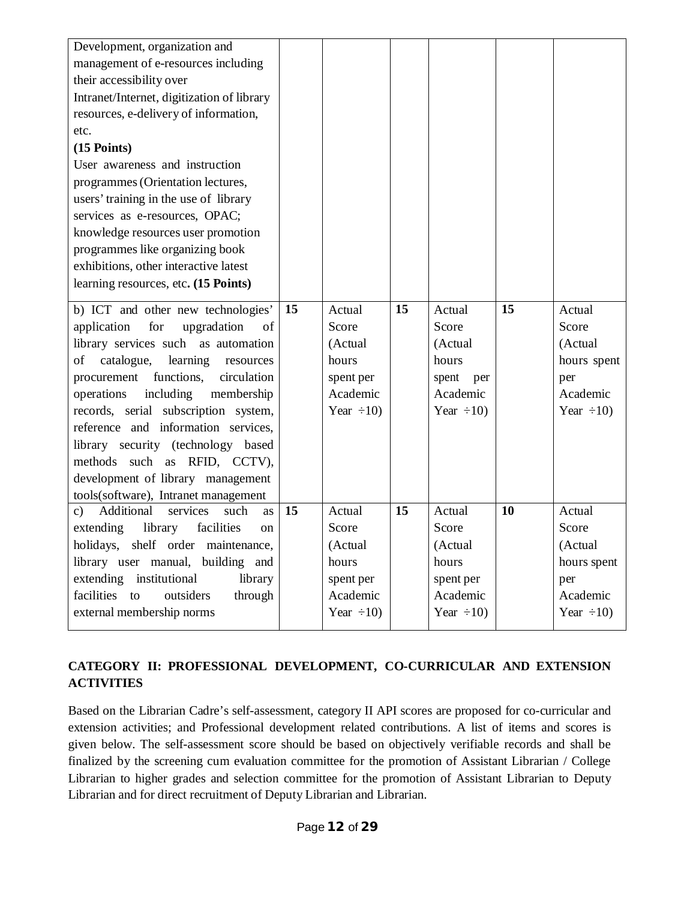| | | | | | | |
|---|---|---|---|---|---|---|
| Development, organization and management of e-resources including their accessibility over Intranet/Internet, digitization of library resources, e-delivery of information, etc. **(15 Points)** User awareness and instruction programmes (Orientation lectures, users' training in the use of library services as e-resources, OPAC; knowledge resources user promotion programmes like organizing book exhibitions, other interactive latest learning resources, etc**. (15 Points)** | | | | | | |
| b) ICT and other new technologies' application for upgradation of library services such as automation of catalogue, learning resources procurement functions, circulation operations including membership records, serial subscription system, reference and information services, library security (technology based methods such as RFID, CCTV), development of library management tools(software), Intranet management | **15** | Actual Score (Actual hours spent per Academic Year ÷10) | **15** | Actual Score (Actual hours spent per Academic Year ÷10) | **15** | Actual Score (Actual hours spent per Academic Year ÷10) |
| c) Additional services such as extending library facilities on holidays, shelf order maintenance, library user manual, building and extending institutional library facilities to outsiders through external membership norms | **15** | Actual Score (Actual hours spent per Academic Year ÷10) | **15** | Actual Score (Actual hours spent per Academic Year ÷10) | **10** | Actual Score (Actual hours spent per Academic Year ÷10) |

## CATEGORY II: PROFESSIONAL DEVELOPMENT, CO-CURRICULAR AND EXTENSION ACTIVITIES

Based on the Librarian Cadre's self-assessment, category II API scores are proposed for co-curricular and extension activities; and Professional development related contributions. A list of items and scores is given below. The self-assessment score should be based on objectively verifiable records and shall be finalized by the screening cum evaluation committee for the promotion of Assistant Librarian / College Librarian to higher grades and selection committee for the promotion of Assistant Librarian to Deputy Librarian and for direct recruitment of Deputy Librarian and Librarian.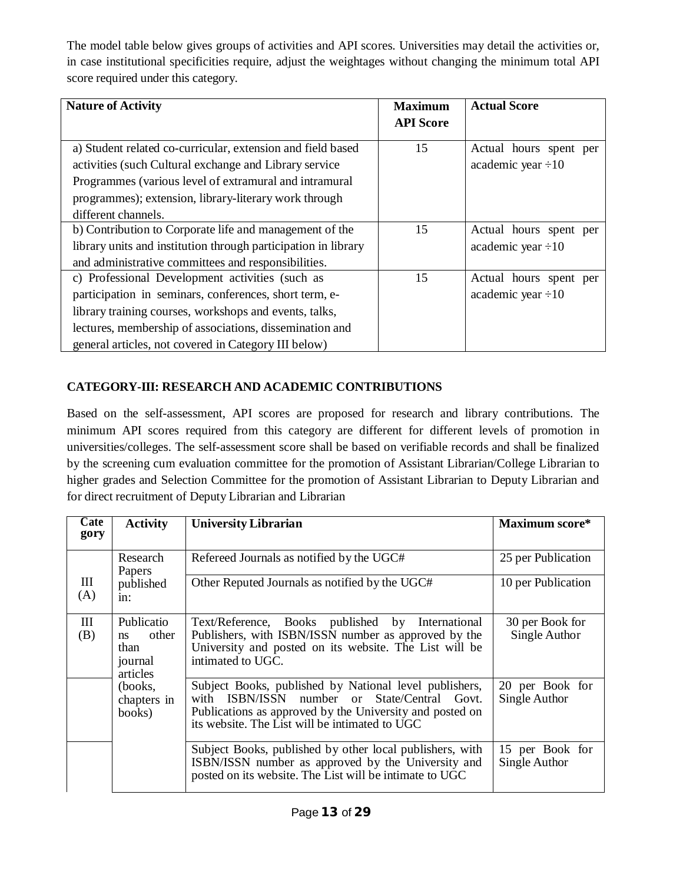The model table below gives groups of activities and API scores. Universities may detail the activities or, in case institutional specificities require, adjust the weightages without changing the minimum total API score required under this category.

| Nature of Activity | Maximum API Score | Actual Score |
|---|---|---|
| a) Student related co-curricular, extension and field based activities (such Cultural exchange and Library service Programmes (various level of extramural and intramural programmes); extension, library-literary work through different channels. | 15 | Actual hours spent per academic year ÷10 |
| b) Contribution to Corporate life and management of the library units and institution through participation in library and administrative committees and responsibilities. | 15 | Actual hours spent per academic year ÷10 |
| c) Professional Development activities (such as participation in seminars, conferences, short term, e-library training courses, workshops and events, talks, lectures, membership of associations, dissemination and general articles, not covered in Category III below) | 15 | Actual hours spent per academic year ÷10 |

**CATEGORY-III: RESEARCH AND ACADEMIC CONTRIBUTIONS**

Based on the self-assessment, API scores are proposed for research and library contributions. The minimum API scores required from this category are different for different levels of promotion in universities/colleges. The self-assessment score shall be based on verifiable records and shall be finalized by the screening cum evaluation committee for the promotion of Assistant Librarian/College Librarian to higher grades and Selection Committee for the promotion of Assistant Librarian to Deputy Librarian and for direct recruitment of Deputy Librarian and Librarian

| Category | Activity | University Librarian | Maximum score* |
|---|---|---|---|
| III (A) | Research Papers published in: | Refereed Journals as notified by the UGC# | 25 per Publication |
| | | Other Reputed Journals as notified by the UGC# | 10 per Publication |
| III (B) | Publications other than journal articles (books, chapters in books) | Text/Reference, Books published by International Publishers, with ISBN/ISSN number as approved by the University and posted on its website. The List will be intimated to UGC. | 30 per Book for Single Author |
| | | Subject Books, published by National level publishers, with ISBN/ISSN number or State/Central Govt. Publications as approved by the University and posted on its website. The List will be intimated to UGC | 20 per Book for Single Author |
| | | Subject Books, published by other local publishers, with ISBN/ISSN number as approved by the University and posted on its website. The List will be intimate to UGC | 15 per Book for Single Author |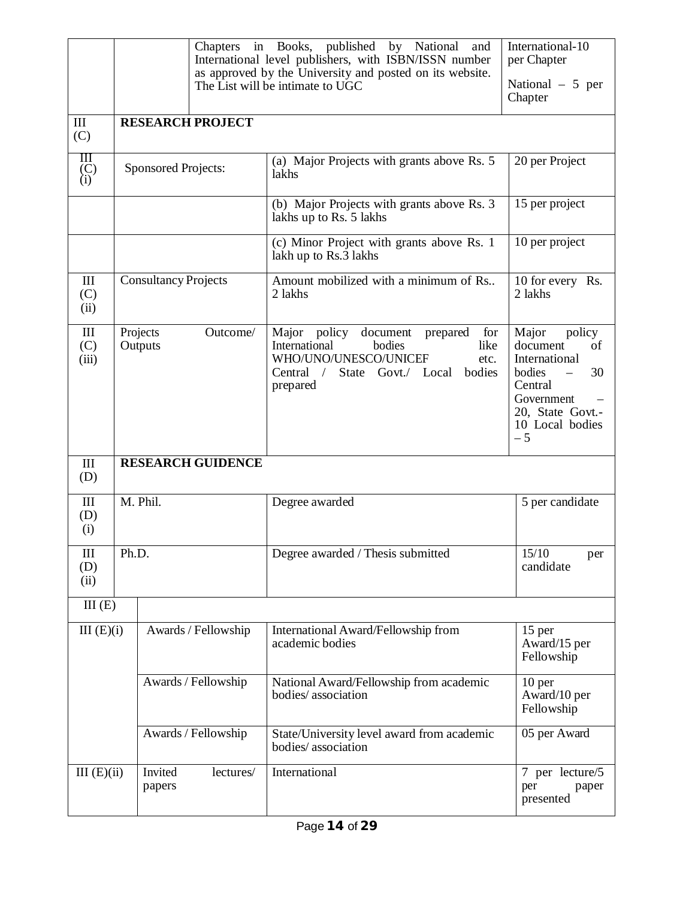| | | | |
|---|---|---|---|
| | | Chapters in Books, published by National and International level publishers, with ISBN/ISSN number as approved by the University and posted on its website. The List will be intimate to UGC | International-10 per Chapter<br><br>National – 5 per Chapter |
| III (C) | **RESEARCH PROJECT** | | |
| III (C) (i) | Sponsored Projects: | (a) Major Projects with grants above Rs. 5 lakhs | 20 per Project |
| | | (b) Major Projects with grants above Rs. 3 lakhs up to Rs. 5 lakhs | 15 per project |
| | | (c) Minor Project with grants above Rs. 1 lakh up to Rs.3 lakhs | 10 per project |
| III (C) (ii) | Consultancy Projects | Amount mobilized with a minimum of Rs.. 2 lakhs | 10 for every Rs. 2 lakhs |
| III (C) (iii) | Projects Outcome/ Outputs | Major policy document prepared for International bodies like WHO/UNO/UNESCO/UNICEF etc. Central / State Govt./ Local bodies prepared | Major policy document of International bodies – 30 Central Government – 20, State Govt.- 10 Local bodies – 5 |
| III (D) | **RESEARCH GUIDENCE** | | |
| III (D) (i) | M. Phil. | Degree awarded | 5 per candidate |
| III (D) (ii) | Ph.D. | Degree awarded / Thesis submitted | 15/10 per candidate |
| III (E) | | | |
| III (E)(i) | Awards / Fellowship | International Award/Fellowship from academic bodies | 15 per Award/15 per Fellowship |
| | Awards / Fellowship | National Award/Fellowship from academic bodies/ association | 10 per Award/10 per Fellowship |
| | Awards / Fellowship | State/University level award from academic bodies/ association | 05 per Award |
| III (E)(ii) | Invited lectures/ papers | International | 7 per lecture/5 per paper presented |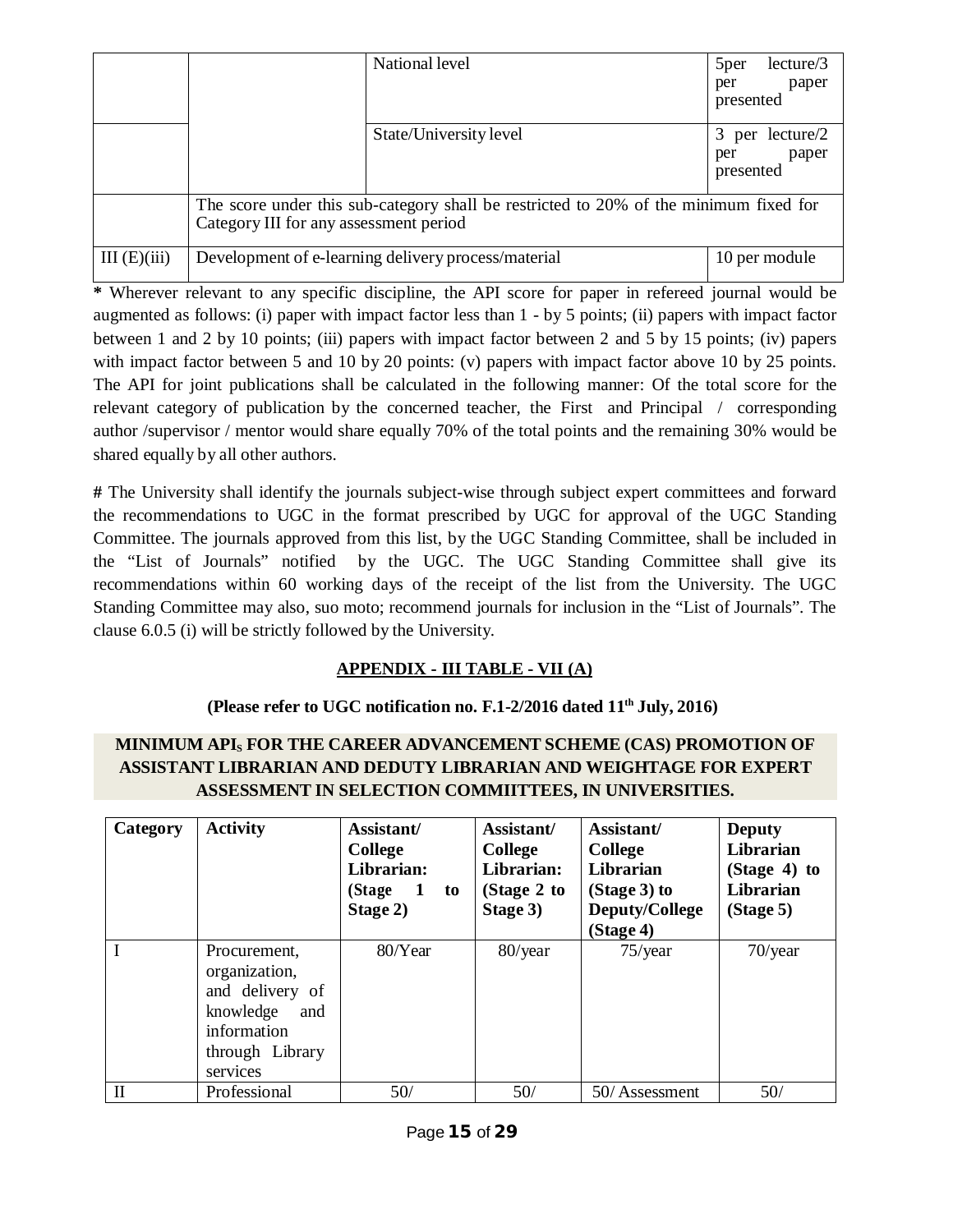|  |  | National level | 5per lecture/3 per paper presented |
|---|---|---|---|
|  |  | State/University level | 3 per lecture/2 per paper presented |
|  | The score under this sub-category shall be restricted to 20% of the minimum fixed for Category III for any assessment period |  |  |
| III (E)(iii) | Development of e-learning delivery process/material |  | 10 per module |

**\*** Wherever relevant to any specific discipline, the API score for paper in refereed journal would be augmented as follows: (i) paper with impact factor less than 1 - by 5 points; (ii) papers with impact factor between 1 and 2 by 10 points; (iii) papers with impact factor between 2 and 5 by 15 points; (iv) papers with impact factor between 5 and 10 by 20 points: (v) papers with impact factor above 10 by 25 points. The API for joint publications shall be calculated in the following manner: Of the total score for the relevant category of publication by the concerned teacher, the First and Principal / corresponding author /supervisor / mentor would share equally 70% of the total points and the remaining 30% would be shared equally by all other authors.

**#** The University shall identify the journals subject-wise through subject expert committees and forward the recommendations to UGC in the format prescribed by UGC for approval of the UGC Standing Committee. The journals approved from this list, by the UGC Standing Committee, shall be included in the "List of Journals" notified by the UGC. The UGC Standing Committee shall give its recommendations within 60 working days of the receipt of the list from the University. The UGC Standing Committee may also, suo moto; recommend journals for inclusion in the "List of Journals". The clause 6.0.5 (i) will be strictly followed by the University.

**APPENDIX - III TABLE - VII (A)**

**(Please refer to UGC notification no. F.1-2/2016 dated 11th July, 2016)**

**MINIMUM APIs FOR THE CAREER ADVANCEMENT SCHEME (CAS) PROMOTION OF ASSISTANT LIBRARIAN AND DEDUTY LIBRARIAN AND WEIGHTAGE FOR EXPERT ASSESSMENT IN SELECTION COMMIITTEES, IN UNIVERSITIES.**

| Category | Activity | Assistant/ College Librarian: (Stage 1 to Stage 2) | Assistant/ College Librarian: (Stage 2 to Stage 3) | Assistant/ College Librarian (Stage 3) to Deputy/College (Stage 4) | Deputy Librarian (Stage 4) to Librarian (Stage 5) |
|---|---|---|---|---|---|
| I | Procurement, organization, and delivery of knowledge and information through Library services | 80/Year | 80/year | 75/year | 70/year |
| II | Professional | 50/ | 50/ | 50/ Assessment | 50/ |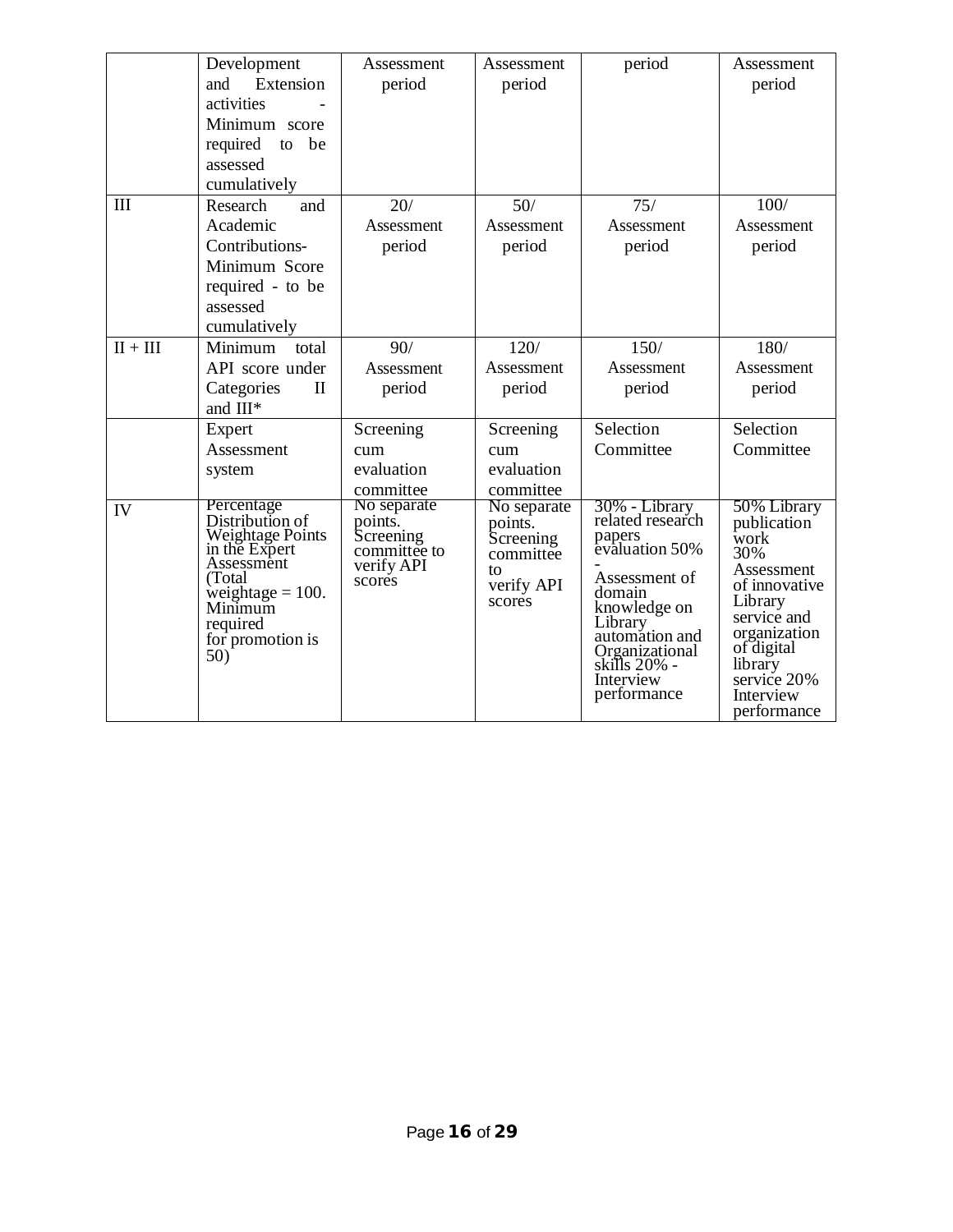| | Development and Extension activities - Minimum score required to be assessed cumulatively | Assessment period | Assessment period | period | Assessment period |
|---|---|---|---|---|---|
| III | Research and Academic Contributions- Minimum Score required - to be assessed cumulatively | 20/ Assessment period | 50/ Assessment period | 75/ Assessment period | 100/ Assessment period |
| II + III | Minimum total API score under Categories II and III* | 90/ Assessment period | 120/ Assessment period | 150/ Assessment period | 180/ Assessment period |
| | Expert Assessment system | Screening cum evaluation committee | Screening cum evaluation committee | Selection Committee | Selection Committee |
| IV | Percentage Distribution of Weightage Points in the Expert Assessment (Total weightage = 100. Minimum required for promotion is 50) | No separate points. Screening committee to verify API scores | No separate points. Screening committee to verify API scores | 30% - Library related research papers evaluation 50% - Assessment of domain knowledge on Library automation and Organizational skills 20% - Interview performance | 50% Library publication work 30% Assessment of innovative Library service and organization of digital library service 20% Interview performance |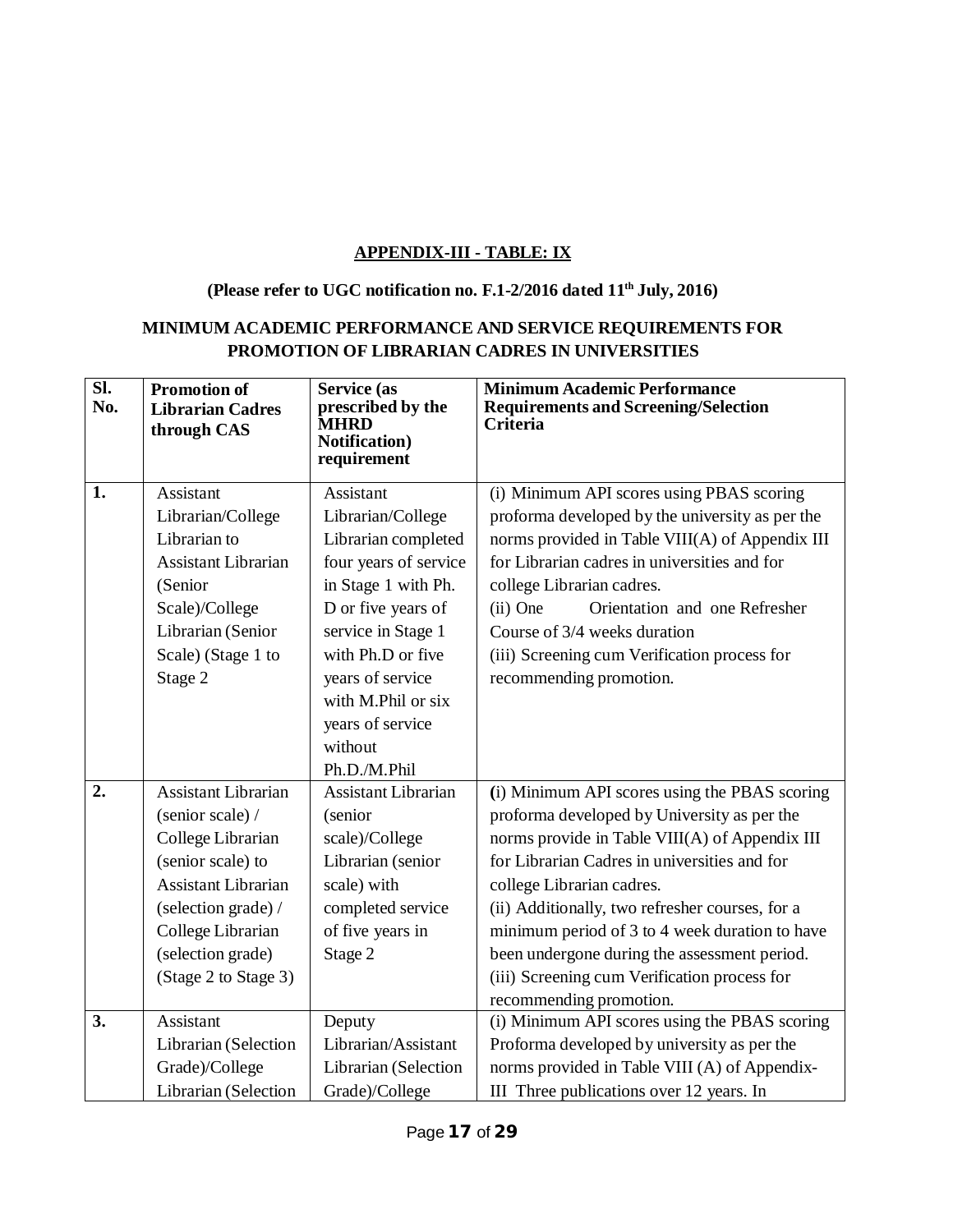**APPENDIX-III - TABLE: IX**

**(Please refer to UGC notification no. F.1-2/2016 dated 11th July, 2016)**

**MINIMUM ACADEMIC PERFORMANCE AND SERVICE REQUIREMENTS FOR PROMOTION OF LIBRARIAN CADRES IN UNIVERSITIES**

| Sl. No. | Promotion of Librarian Cadres through CAS | Service (as prescribed by the MHRD Notification) requirement | Minimum Academic Performance Requirements and Screening/Selection Criteria |
|---|---|---|---|
| 1. | Assistant Librarian/College Librarian to Assistant Librarian (Senior Scale)/College Librarian (Senior Scale) (Stage 1 to Stage 2 | Assistant Librarian/College Librarian completed four years of service in Stage 1 with Ph. D or five years of service in Stage 1 with Ph.D or five years of service with M.Phil or six years of service without Ph.D./M.Phil | (i) Minimum API scores using PBAS scoring proforma developed by the university as per the norms provided in Table VIII(A) of Appendix III for Librarian cadres in universities and for college Librarian cadres.<br>(ii) One Orientation and one Refresher Course of 3/4 weeks duration<br>(iii) Screening cum Verification process for recommending promotion. |
| 2. | Assistant Librarian (senior scale) / College Librarian (senior scale) to Assistant Librarian (selection grade) / College Librarian (selection grade) (Stage 2 to Stage 3) | Assistant Librarian (senior scale)/College Librarian (senior scale) with completed service of five years in Stage 2 | (i) Minimum API scores using the PBAS scoring proforma developed by University as per the norms provide in Table VIII(A) of Appendix III for Librarian Cadres in universities and for college Librarian cadres.<br>(ii) Additionally, two refresher courses, for a minimum period of 3 to 4 week duration to have been undergone during the assessment period.<br>(iii) Screening cum Verification process for recommending promotion. |
| 3. | Assistant Librarian (Selection Grade)/College Librarian (Selection | Deputy Librarian/Assistant Librarian (Selection Grade)/College | (i) Minimum API scores using the PBAS scoring Proforma developed by university as per the norms provided in Table VIII (A) of Appendix-III Three publications over 12 years. In |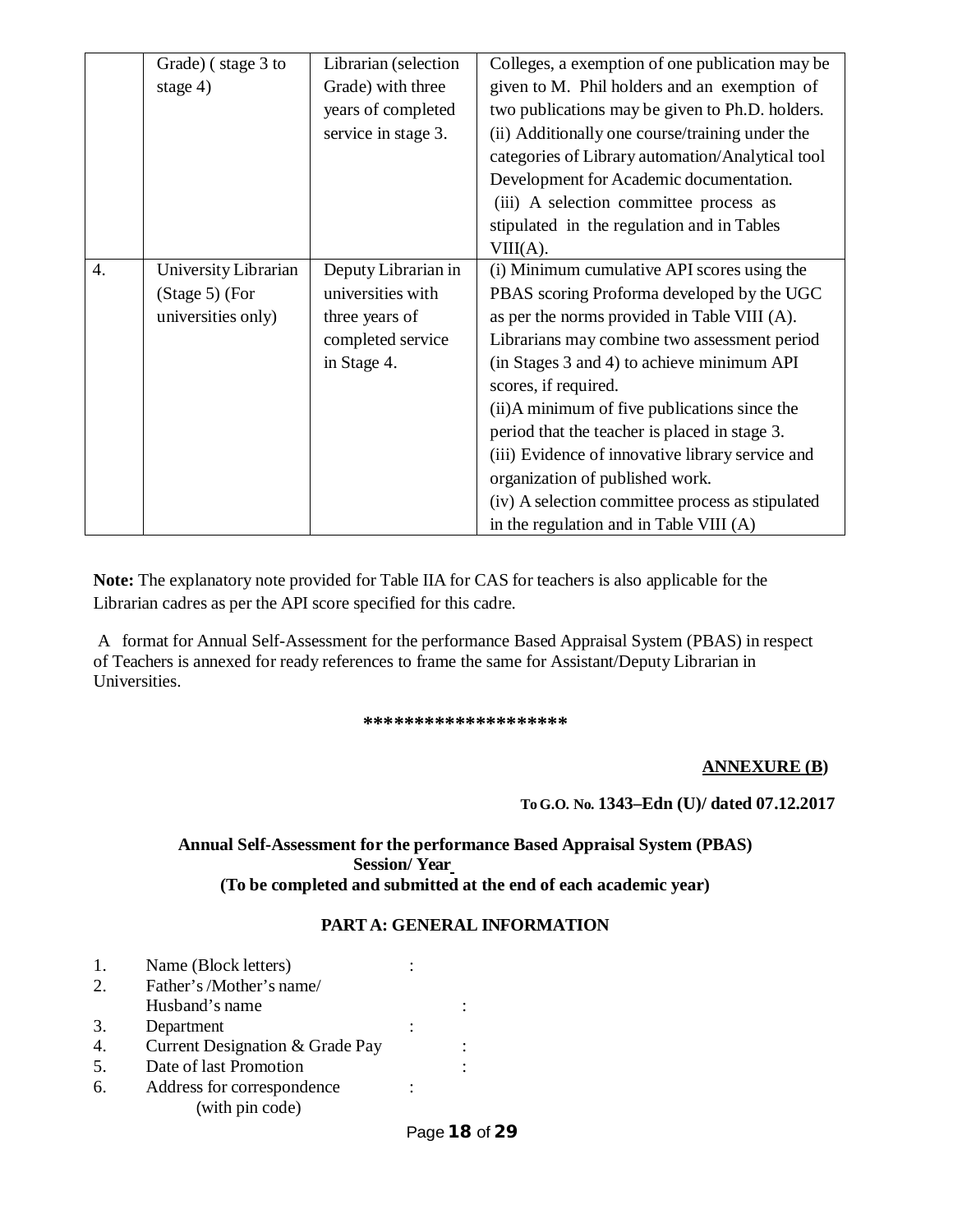| | | | |
|---|---|---|---|
| | Grade) ( stage 3 to stage 4) | Librarian (selection Grade) with three years of completed service in stage 3. | Colleges, a exemption of one publication may be given to M. Phil holders and an exemption of two publications may be given to Ph.D. holders. (ii) Additionally one course/training under the categories of Library automation/Analytical tool Development for Academic documentation. (iii) A selection committee process as stipulated in the regulation and in Tables VIII(A). |
| 4. | University Librarian (Stage 5) (For universities only) | Deputy Librarian in universities with three years of completed service in Stage 4. | (i) Minimum cumulative API scores using the PBAS scoring Proforma developed by the UGC as per the norms provided in Table VIII (A). Librarians may combine two assessment period (in Stages 3 and 4) to achieve minimum API scores, if required. (ii)A minimum of five publications since the period that the teacher is placed in stage 3. (iii) Evidence of innovative library service and organization of published work. (iv) A selection committee process as stipulated in the regulation and in Table VIII (A) |

**Note:** The explanatory note provided for Table IIA for CAS for teachers is also applicable for the Librarian cadres as per the API score specified for this cadre.

A format for Annual Self-Assessment for the performance Based Appraisal System (PBAS) in respect of Teachers is annexed for ready references to frame the same for Assistant/Deputy Librarian in Universities.

**********************

**ANNEXURE (B)**

**To G.O. No. 1343–Edn (U)/ dated 07.12.2017**

**Annual Self-Assessment for the performance Based Appraisal System (PBAS)**
**Session/ Year**
**(To be completed and submitted at the end of each academic year)**

## PART A: GENERAL INFORMATION

1. Name (Block letters) :
2. Father's /Mother's name/ Husband's name :
3. Department :
4. Current Designation & Grade Pay :
5. Date of last Promotion :
6. Address for correspondence (with pin code) :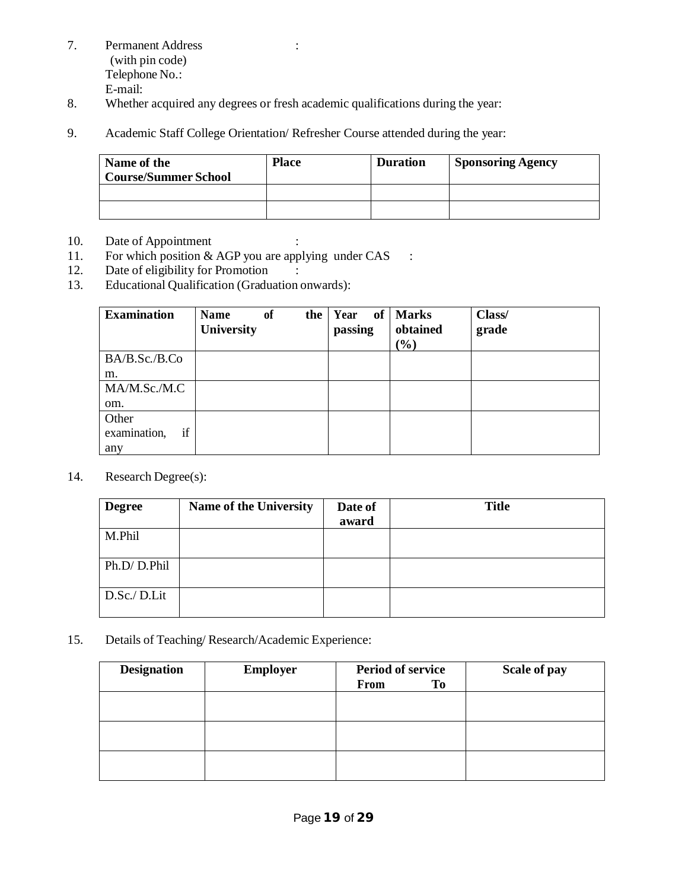7. Permanent Address :
   (with pin code)
   Telephone No.:
   E-mail:
8. Whether acquired any degrees or fresh academic qualifications during the year:
9. Academic Staff College Orientation/ Refresher Course attended during the year:

| Name of the Course/Summer School | Place | Duration | Sponsoring Agency |
|---|---|---|---|
| | | | |
| | | | |

10. Date of Appointment :
11. For which position & AGP you are applying under CAS :
12. Date of eligibility for Promotion :
13. Educational Qualification (Graduation onwards):

| Examination | Name of the University | Year of passing | Marks obtained (%) | Class/ grade |
|---|---|---|---|---|
| BA/B.Sc./B.Com. | | | | |
| MA/M.Sc./M.Com. | | | | |
| Other examination, if any | | | | |

14. Research Degree(s):

| Degree | Name of the University | Date of award | Title |
|---|---|---|---|
| M.Phil | | | |
| Ph.D/ D.Phil | | | |
| D.Sc./ D.Lit | | | |

15. Details of Teaching/ Research/Academic Experience:

| Designation | Employer | Period of service From To | Scale of pay |
|---|---|---|---|
| | | | |
| | | | |
| | | | |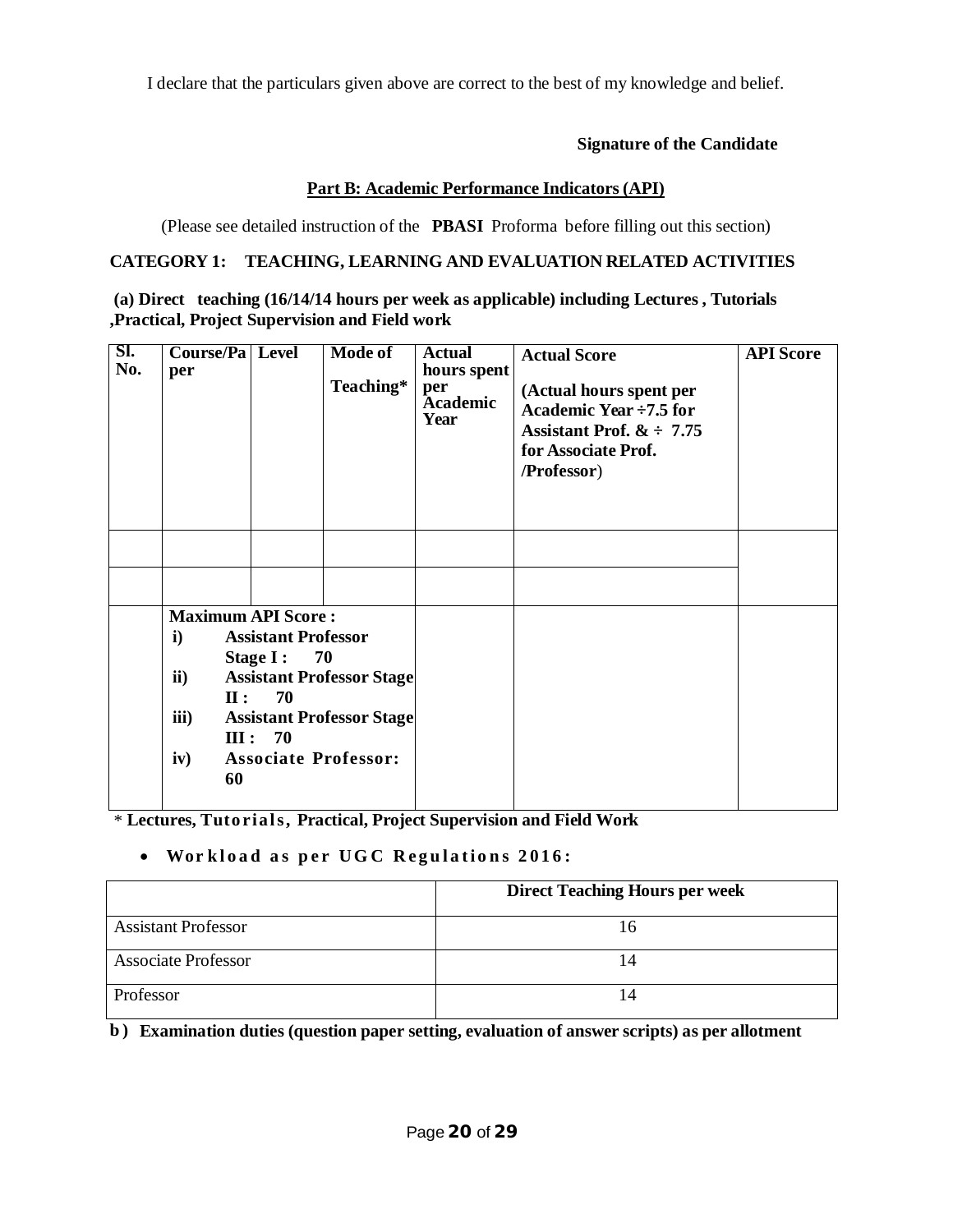I declare that the particulars given above are correct to the best of my knowledge and belief.

**Signature of the Candidate**

**Part B: Academic Performance Indicators (API)**

(Please see detailed instruction of the **PBASI** Proforma before filling out this section)

**CATEGORY 1: TEACHING, LEARNING AND EVALUATION RELATED ACTIVITIES**

**(a) Direct teaching (16/14/14 hours per week as applicable) including Lectures , Tutorials ,Practical, Project Supervision and Field work**

| Sl. No. | Course/Paper | Level | Mode of Teaching* | Actual hours spent per Academic Year | Actual Score (Actual hours spent per Academic Year ÷7.5 for Assistant Prof. & ÷ 7.75 for Associate Prof. /Professor) | API Score |
|---|---|---|---|---|---|---|
| | | | | | | |
| | | | | | | |
| | **Maximum API Score :** i) **Assistant Professor Stage I : 70** ii) **Assistant Professor Stage II : 70** iii) **Assistant Professor Stage III : 70** iv) **Associate Professor: 60** | | | | | |

\* **Lectures, Tutorials, Practical, Project Supervision and Field Work**

- **Workload as per UGC Regulations 2016:**

| | Direct Teaching Hours per week |
|---|---|
| Assistant Professor | 16 |
| Associate Professor | 14 |
| Professor | 14 |

**b) Examination duties (question paper setting, evaluation of answer scripts) as per allotment**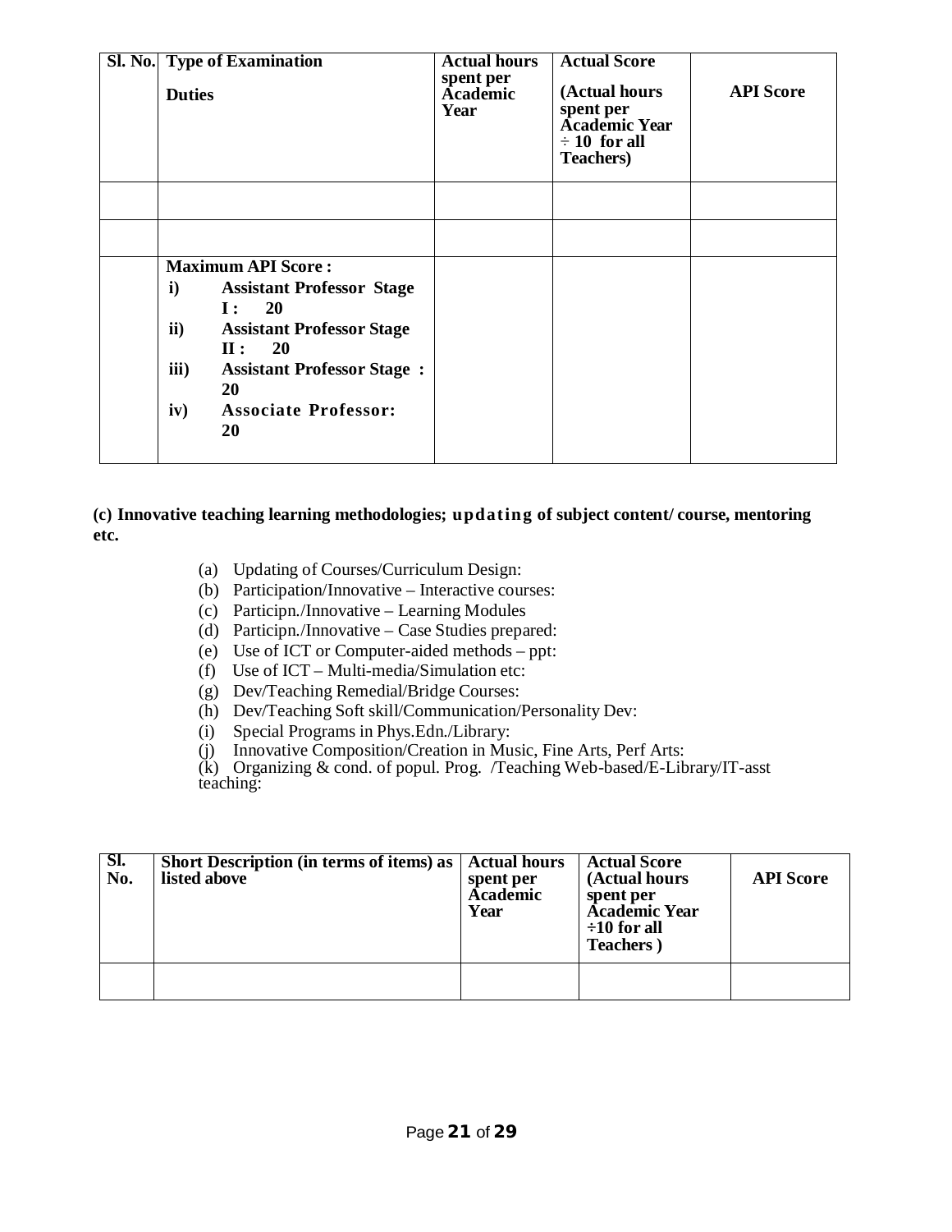| Sl. No. | Type of Examination Duties | Actual hours spent per Academic Year | Actual Score (Actual hours spent per Academic Year ÷ 10 for all Teachers) | API Score |
|---|---|---|---|---|
| | | | | |
| | | | | |
| | **Maximum API Score :**<br>**i) Assistant Professor Stage I : 20**<br>**ii) Assistant Professor Stage II : 20**<br>**iii) Assistant Professor Stage : 20**<br>**iv) Associate Professor: 20** | | | |

**(c) Innovative teaching learning methodologies; updating of subject content/ course, mentoring etc.**

(a) Updating of Courses/Curriculum Design:
(b) Participation/Innovative – Interactive courses:
(c) Participn./Innovative – Learning Modules
(d) Participn./Innovative – Case Studies prepared:
(e) Use of ICT or Computer-aided methods – ppt:
(f) Use of ICT – Multi-media/Simulation etc:
(g) Dev/Teaching Remedial/Bridge Courses:
(h) Dev/Teaching Soft skill/Communication/Personality Dev:
(i) Special Programs in Phys.Edn./Library:
(j) Innovative Composition/Creation in Music, Fine Arts, Perf Arts:
(k) Organizing & cond. of popul. Prog. /Teaching Web-based/E-Library/IT-asst teaching:

| Sl. No. | Short Description (in terms of items) as listed above | Actual hours spent per Academic Year | Actual Score (Actual hours spent per Academic Year ÷10 for all Teachers ) | API Score |
|---|---|---|---|---|
| | | | | |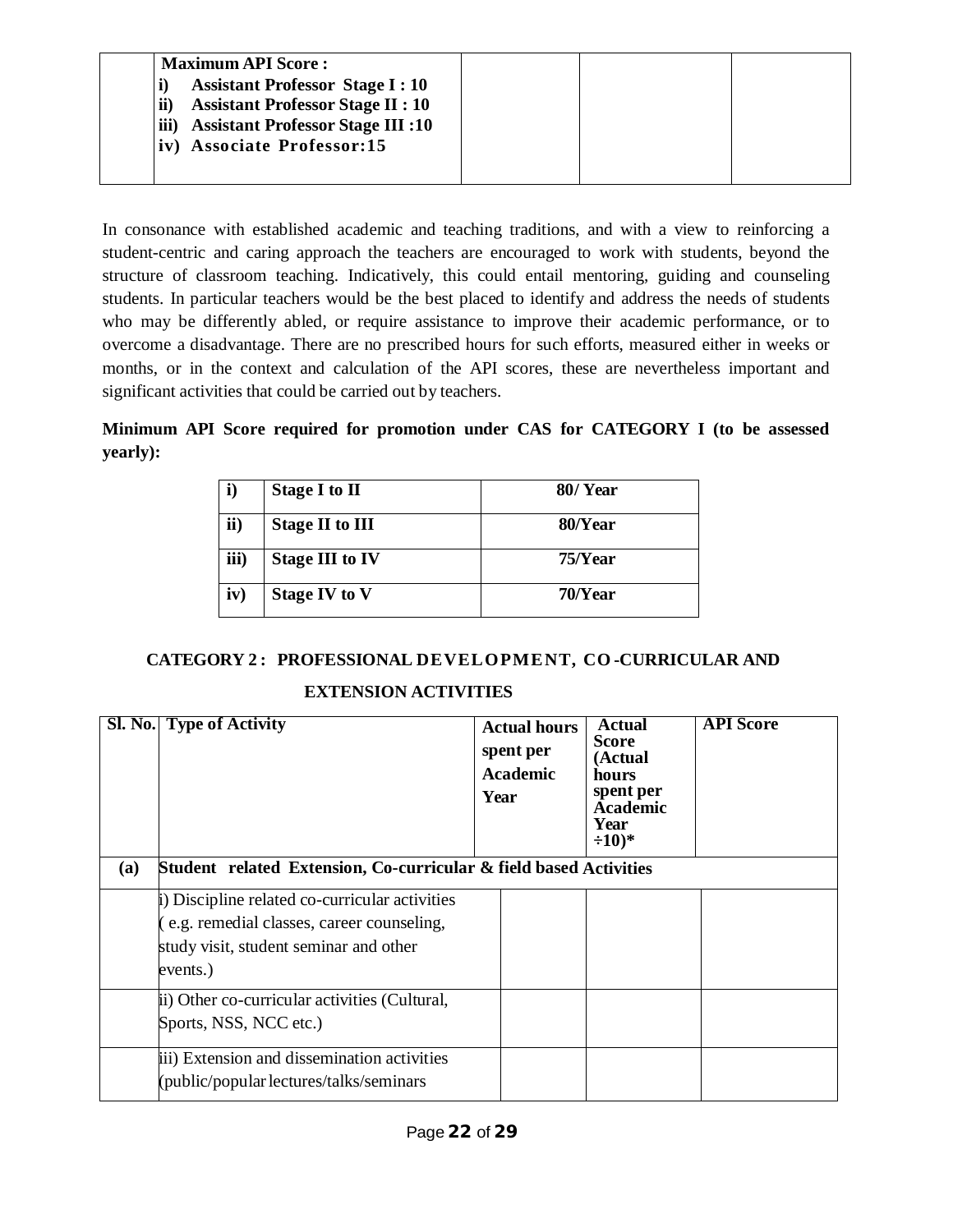| | Maximum API Score :<br>i) Assistant Professor Stage I : 10<br>ii) Assistant Professor Stage II : 10<br>iii) Assistant Professor Stage III :10<br>iv) Associate Professor:15 | | | |
|---|---|---|---|---|

In consonance with established academic and teaching traditions, and with a view to reinforcing a student-centric and caring approach the teachers are encouraged to work with students, beyond the structure of classroom teaching. Indicatively, this could entail mentoring, guiding and counseling students. In particular teachers would be the best placed to identify and address the needs of students who may be differently abled, or require assistance to improve their academic performance, or to overcome a disadvantage. There are no prescribed hours for such efforts, measured either in weeks or months, or in the context and calculation of the API scores, these are nevertheless important and significant activities that could be carried out by teachers.

**Minimum API Score required for promotion under CAS for CATEGORY I (to be assessed yearly):**

| | | |
|---|---|---|
| **i)** | **Stage I to II** | **80/ Year** |
| **ii)** | **Stage II to III** | **80/Year** |
| **iii)** | **Stage III to IV** | **75/Year** |
| **iv)** | **Stage IV to V** | **70/Year** |

**CATEGORY 2 : PROFESSIONAL DEVELOPMENT, CO-CURRICULAR AND EXTENSION ACTIVITIES**

| Sl. No. | Type of Activity | Actual hours spent per Academic Year | Actual Score (Actual hours spent per Academic Year ÷10)* | API Score |
|---|---|---|---|---|
| **(a)** | **Student related Extension, Co-curricular & field based Activities** | | | |
| | i) Discipline related co-curricular activities ( e.g. remedial classes, career counseling, study visit, student seminar and other events.) | | | |
| | ii) Other co-curricular activities (Cultural, Sports, NSS, NCC etc.) | | | |
| | iii) Extension and dissemination activities (public/popular lectures/talks/seminars | | | |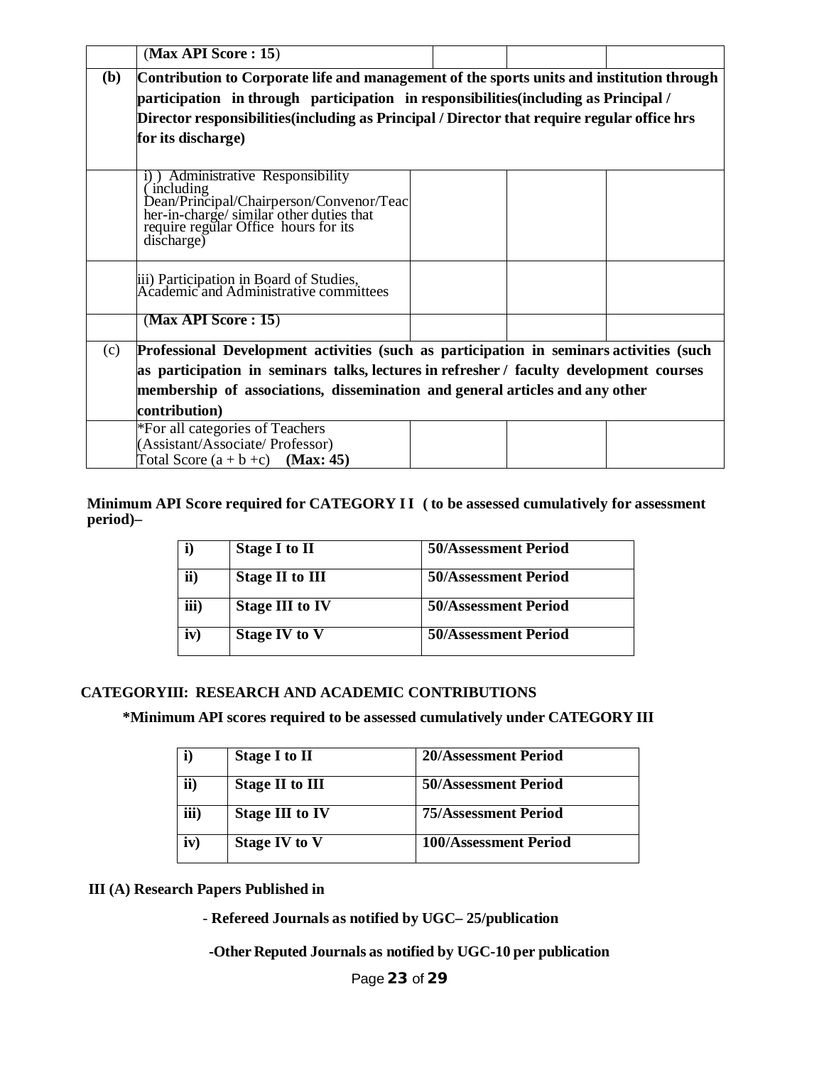| | | | | |
|---|---|---|---|---|
| | (**Max API Score : 15**) | | | |
| **(b)** | **Contribution to Corporate life and management of the sports units and institution through participation in through participation in responsibilities(including as Principal / Director responsibilities(including as Principal / Director that require regular office hrs for its discharge)** | | | |
| | i) ) Administrative Responsibility ( including Dean/Principal/Chairperson/Convenor/Teacher-in-charge/ similar other duties that require regular Office hours for its discharge) | | | |
| | iii) Participation in Board of Studies, Academic and Administrative committees | | | |
| | (**Max API Score : 15**) | | | |
| (c) | **Professional Development activities (such as participation in seminars activities (such as participation in seminars talks, lectures in refresher / faculty development courses membership of associations, dissemination and general articles and any other contribution)** | | | |
| | *For all categories of Teachers (Assistant/Associate/ Professor) Total Score (a + b +c) **(Max: 45)** | | | |

**Minimum API Score required for CATEGORY I I ( to be assessed cumulatively for assessment period)–**

| | | |
|---|---|---|
| **i)** | **Stage I to II** | **50/Assessment Period** |
| **ii)** | **Stage II to III** | **50/Assessment Period** |
| **iii)** | **Stage III to IV** | **50/Assessment Period** |
| **iv)** | **Stage IV to V** | **50/Assessment Period** |

**CATEGORYIII: RESEARCH AND ACADEMIC CONTRIBUTIONS**

**\*Minimum API scores required to be assessed cumulatively under CATEGORY III**

| | | |
|---|---|---|
| **i)** | **Stage I to II** | **20/Assessment Period** |
| **ii)** | **Stage II to III** | **50/Assessment Period** |
| **iii)** | **Stage III to IV** | **75/Assessment Period** |
| **iv)** | **Stage IV to V** | **100/Assessment Period** |

**III (A) Research Papers Published in**

- **Refereed Journals as notified by UGC– 25/publication**

- **Other Reputed Journals as notified by UGC-10 per publication**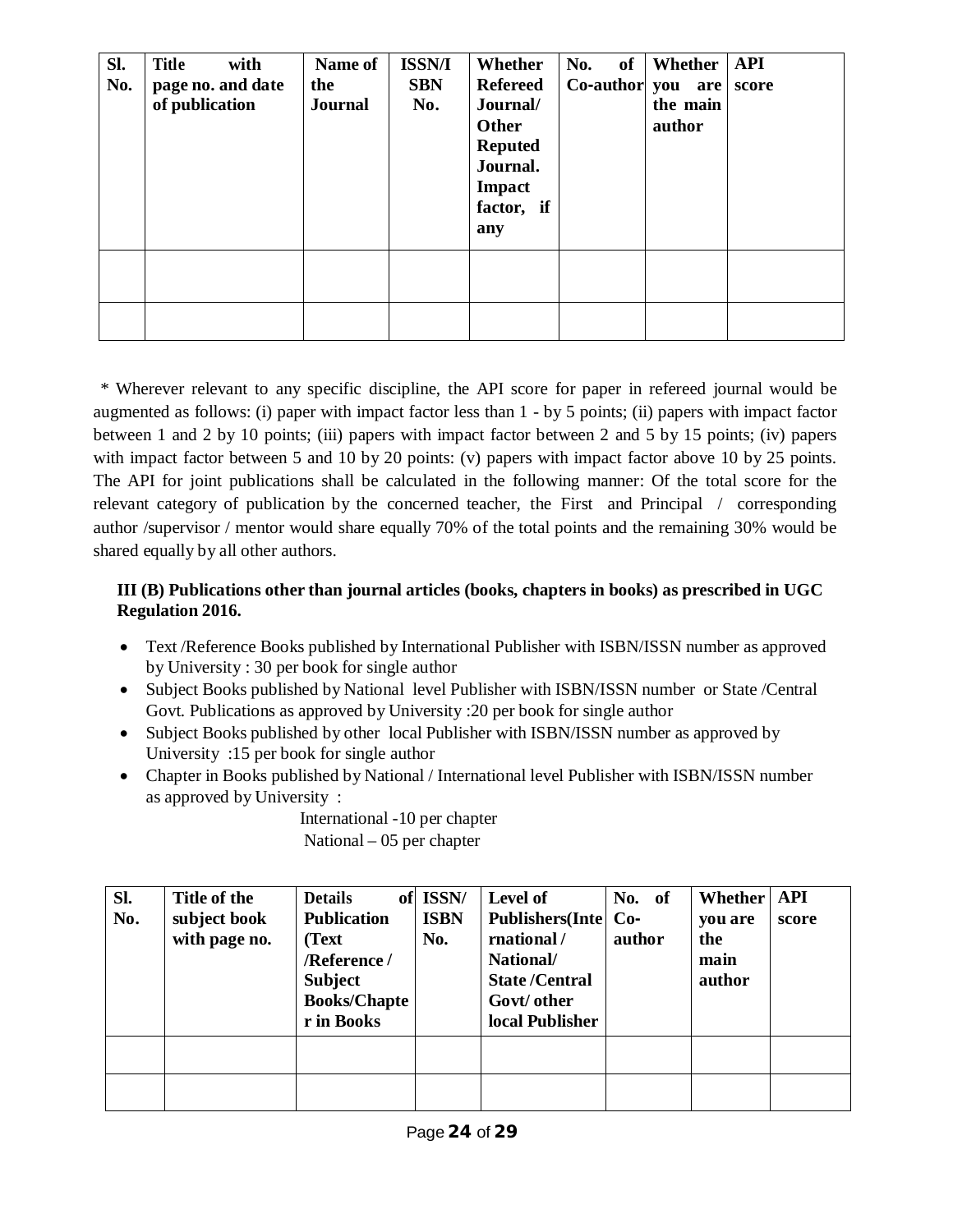| Sl. No. | Title with page no. and date of publication | Name of the Journal | ISSN/ISBN No. | Whether Refereed Journal/ Other Reputed Journal. Impact factor, if any | No. of Co-author | Whether you are the main author | API score |
|---|---|---|---|---|---|---|---|
| | | | | | | | |
| | | | | | | | |

\* Wherever relevant to any specific discipline, the API score for paper in refereed journal would be augmented as follows: (i) paper with impact factor less than 1 - by 5 points; (ii) papers with impact factor between 1 and 2 by 10 points; (iii) papers with impact factor between 2 and 5 by 15 points; (iv) papers with impact factor between 5 and 10 by 20 points: (v) papers with impact factor above 10 by 25 points. The API for joint publications shall be calculated in the following manner: Of the total score for the relevant category of publication by the concerned teacher, the First and Principal / corresponding author /supervisor / mentor would share equally 70% of the total points and the remaining 30% would be shared equally by all other authors.

**III (B) Publications other than journal articles (books, chapters in books) as prescribed in UGC Regulation 2016.**

- Text /Reference Books published by International Publisher with ISBN/ISSN number as approved by University : 30 per book for single author
- Subject Books published by National level Publisher with ISBN/ISSN number or State /Central Govt. Publications as approved by University :20 per book for single author
- Subject Books published by other local Publisher with ISBN/ISSN number as approved by University :15 per book for single author
- Chapter in Books published by National / International level Publisher with ISBN/ISSN number as approved by University :

  International -10 per chapter
  National – 05 per chapter

| Sl. No. | Title of the subject book with page no. | Details of Publication (Text /Reference / Subject Books/Chapter in Books | ISSN/ ISBN No. | Level of Publishers(International / National/ State /Central Govt/ other local Publisher | No. of Co-author | Whether you are the main author | API score |
|---|---|---|---|---|---|---|---|
| | | | | | | | |
| | | | | | | | |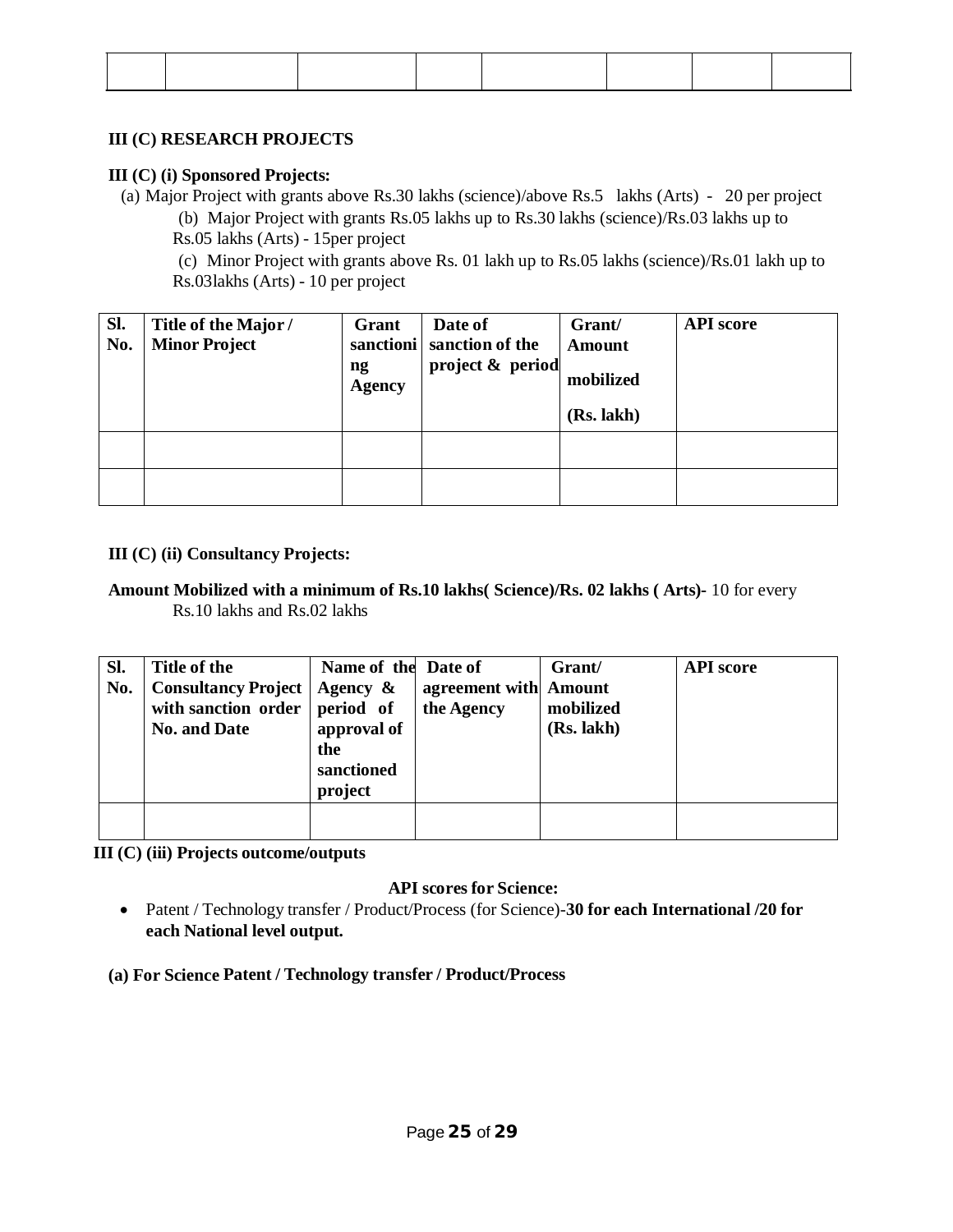| | | | | | | | |
|---|---|---|---|---|---|---|---|
| | | | | | | | |

**III (C) RESEARCH PROJECTS**

**III (C) (i) Sponsored Projects:**

(a) Major Project with grants above Rs.30 lakhs (science)/above Rs.5 lakhs (Arts) - 20 per project

(b) Major Project with grants Rs.05 lakhs up to Rs.30 lakhs (science)/Rs.03 lakhs up to Rs.05 lakhs (Arts) - 15per project

(c) Minor Project with grants above Rs. 01 lakh up to Rs.05 lakhs (science)/Rs.01 lakh up to Rs.03lakhs (Arts) - 10 per project

| Sl. No. | Title of the Major / Minor Project | Grant sanctioning Agency | Date of sanction of the project & period | Grant/ Amount mobilized (Rs. lakh) | API score |
|---|---|---|---|---|---|
| | | | | | |
| | | | | | |

**III (C) (ii) Consultancy Projects:**

**Amount Mobilized with a minimum of Rs.10 lakhs( Science)/Rs. 02 lakhs ( Arts)-** 10 for every Rs.10 lakhs and Rs.02 lakhs

| Sl. No. | Title of the Consultancy Project with sanction order No. and Date | Name of the Agency & period of approval of the sanctioned project | Date of agreement with the Agency | Grant/ Amount mobilized (Rs. lakh) | API score |
|---|---|---|---|---|---|
| | | | | | |

**III (C) (iii) Projects outcome/outputs**

**API scores for Science:**

- Patent / Technology transfer / Product/Process (for Science)-**30 for each International /20 for each National level output.**

**(a) For Science Patent / Technology transfer / Product/Process**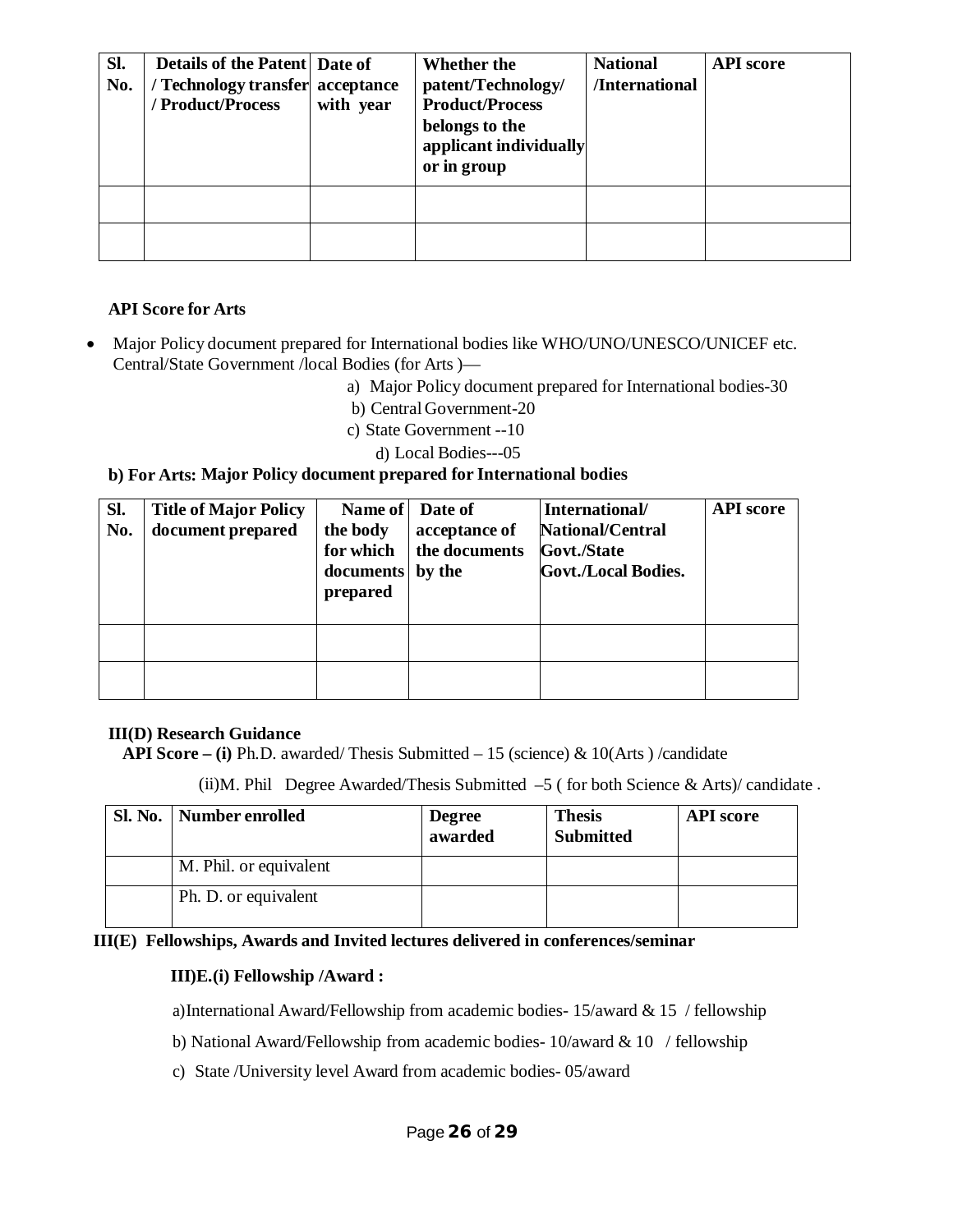| Sl. No. | Details of the Patent / Technology transfer / Product/Process | Date of acceptance with year | Whether the patent/Technology/ Product/Process belongs to the applicant individually or in group | National /International | API score |
|---|---|---|---|---|---|
| | | | | | |
| | | | | | |

**API Score for Arts**

- Major Policy document prepared for International bodies like WHO/UNO/UNESCO/UNICEF etc. Central/State Government /local Bodies (for Arts )—
  - a) Major Policy document prepared for International bodies-30
  - b) Central Government-20
  - c) State Government --10
  - d) Local Bodies---05

**b) For Arts: Major Policy document prepared for International bodies**

| Sl. No. | Title of Major Policy document prepared | Name of the body for which documents prepared | Date of acceptance of the documents by the | International/ National/Central Govt./State Govt./Local Bodies. | API score |
|---|---|---|---|---|---|
| | | | | | |
| | | | | | |

**III(D) Research Guidance**

**API Score – (i)** Ph.D. awarded/ Thesis Submitted – 15 (science) & 10(Arts ) /candidate

(ii)M. Phil Degree Awarded/Thesis Submitted –5 ( for both Science & Arts)/ candidate .

| Sl. No. | Number enrolled | Degree awarded | Thesis Submitted | API score |
|---|---|---|---|---|
| | M. Phil. or equivalent | | | |
| | Ph. D. or equivalent | | | |

**III(E) Fellowships, Awards and Invited lectures delivered in conferences/seminar**

**III)E.(i) Fellowship /Award :**

a)International Award/Fellowship from academic bodies- 15/award & 15 / fellowship

b) National Award/Fellowship from academic bodies- 10/award & 10 / fellowship

c) State /University level Award from academic bodies- 05/award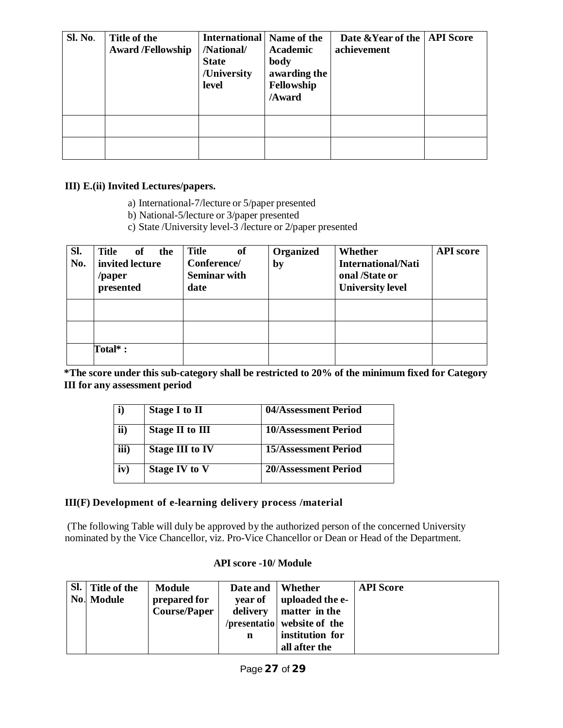| Sl. No. | Title of the Award /Fellowship | International /National/ State /University level | Name of the Academic body awarding the Fellowship /Award | Date &Year of the achievement | API Score |
|---|---|---|---|---|---|
| | | | | | |
| | | | | | |

**III) E.(ii) Invited Lectures/papers.**

a) International-7/lecture or 5/paper presented
b) National-5/lecture or 3/paper presented
c) State /University level-3 /lecture or 2/paper presented

| Sl. No. | Title of the invited lecture /paper presented | Title of Conference/ Seminar with date | Organized by | Whether International/National /State or University level | API score |
|---|---|---|---|---|---|
| | | | | | |
| | | | | | |
| | Total* : | | | | |

**\*The score under this sub-category shall be restricted to 20% of the minimum fixed for Category III for any assessment period**

| | | |
|---|---|---|
| **i)** | **Stage I to II** | **04/Assessment Period** |
| **ii)** | **Stage II to III** | **10/Assessment Period** |
| **iii)** | **Stage III to IV** | **15/Assessment Period** |
| **iv)** | **Stage IV to V** | **20/Assessment Period** |

**III(F) Development of e-learning delivery process /material**

(The following Table will duly be approved by the authorized person of the concerned University nominated by the Vice Chancellor, viz. Pro-Vice Chancellor or Dean or Head of the Department.

**API score -10/ Module**

| Sl. No. | Title of the Module | Module prepared for Course/Paper | Date and year of delivery /presentation | Whether uploaded the e-matter in the website of the institution for all after the | API Score |
|---|---|---|---|---|---|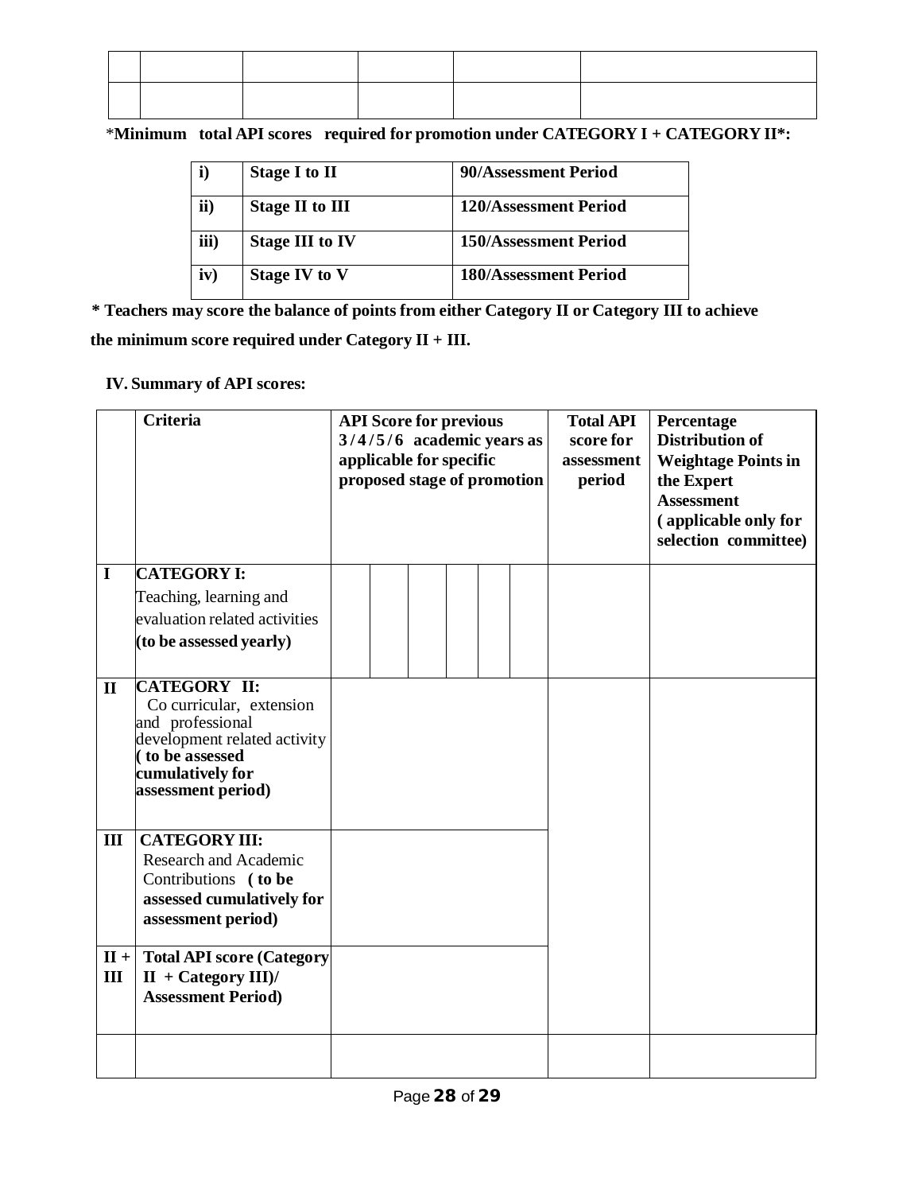| | | | | | |
|---|---|---|---|---|---|
| | | | | | |
| | | | | | |

*Minimum total API scores required for promotion under CATEGORY I + CATEGORY II*:

| i) | Stage I to II | 90/Assessment Period |
|---|---|---|
| ii) | Stage II to III | 120/Assessment Period |
| iii) | Stage III to IV | 150/Assessment Period |
| iv) | Stage IV to V | 180/Assessment Period |

**\* Teachers may score the balance of points from either Category II or Category III to achieve the minimum score required under Category II + III.**

**IV. Summary of API scores:**

| | Criteria | API Score for previous 3/4/5/6 academic years as applicable for specific proposed stage of promotion | | | | | | Total API score for assessment period | Percentage Distribution of Weightage Points in the Expert Assessment (applicable only for selection committee) |
|---|---|---|---|---|---|---|---|---|---|
| I | **CATEGORY I:** Teaching, learning and evaluation related activities **(to be assessed yearly)** | | | | | | | | |
| II | **CATEGORY II:** Co curricular, extension and professional development related activity **(to be assessed cumulatively for assessment period)** | | | | | | | | |
| III | **CATEGORY III:** Research and Academic Contributions **(to be assessed cumulatively for assessment period)** | | | | | | | | |
| II + III | **Total API score (Category II + Category III)/ Assessment Period)** | | | | | | | | |
| | | | | | | | | | |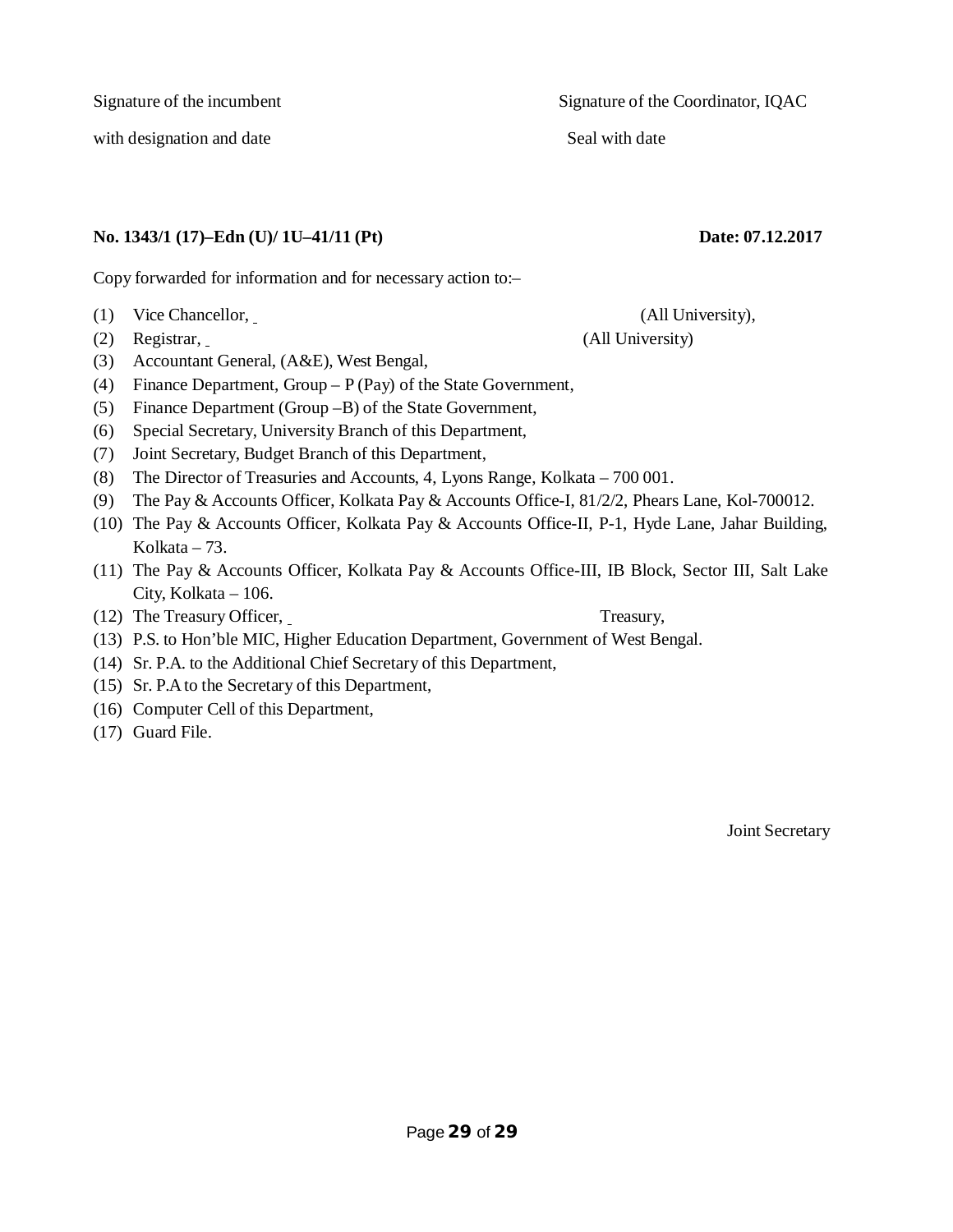Signature of the incumbent with designation and date

Signature of the Coordinator, IQAC Seal with date

**No. 1343/1 (17)–Edn (U)/ 1U–41/11 (Pt)** **Date: 07.12.2017**

Copy forwarded for information and for necessary action to:–

(1) Vice Chancellor, (All University),
(2) Registrar, (All University)
(3) Accountant General, (A&E), West Bengal,
(4) Finance Department, Group – P (Pay) of the State Government,
(5) Finance Department (Group –B) of the State Government,
(6) Special Secretary, University Branch of this Department,
(7) Joint Secretary, Budget Branch of this Department,
(8) The Director of Treasuries and Accounts, 4, Lyons Range, Kolkata – 700 001.
(9) The Pay & Accounts Officer, Kolkata Pay & Accounts Office-I, 81/2/2, Phears Lane, Kol-700012.
(10) The Pay & Accounts Officer, Kolkata Pay & Accounts Office-II, P-1, Hyde Lane, Jahar Building, Kolkata – 73.
(11) The Pay & Accounts Officer, Kolkata Pay & Accounts Office-III, IB Block, Sector III, Salt Lake City, Kolkata – 106.
(12) The Treasury Officer, Treasury,
(13) P.S. to Hon'ble MIC, Higher Education Department, Government of West Bengal.
(14) Sr. P.A. to the Additional Chief Secretary of this Department,
(15) Sr. P.A to the Secretary of this Department,
(16) Computer Cell of this Department,
(17) Guard File.

Joint Secretary